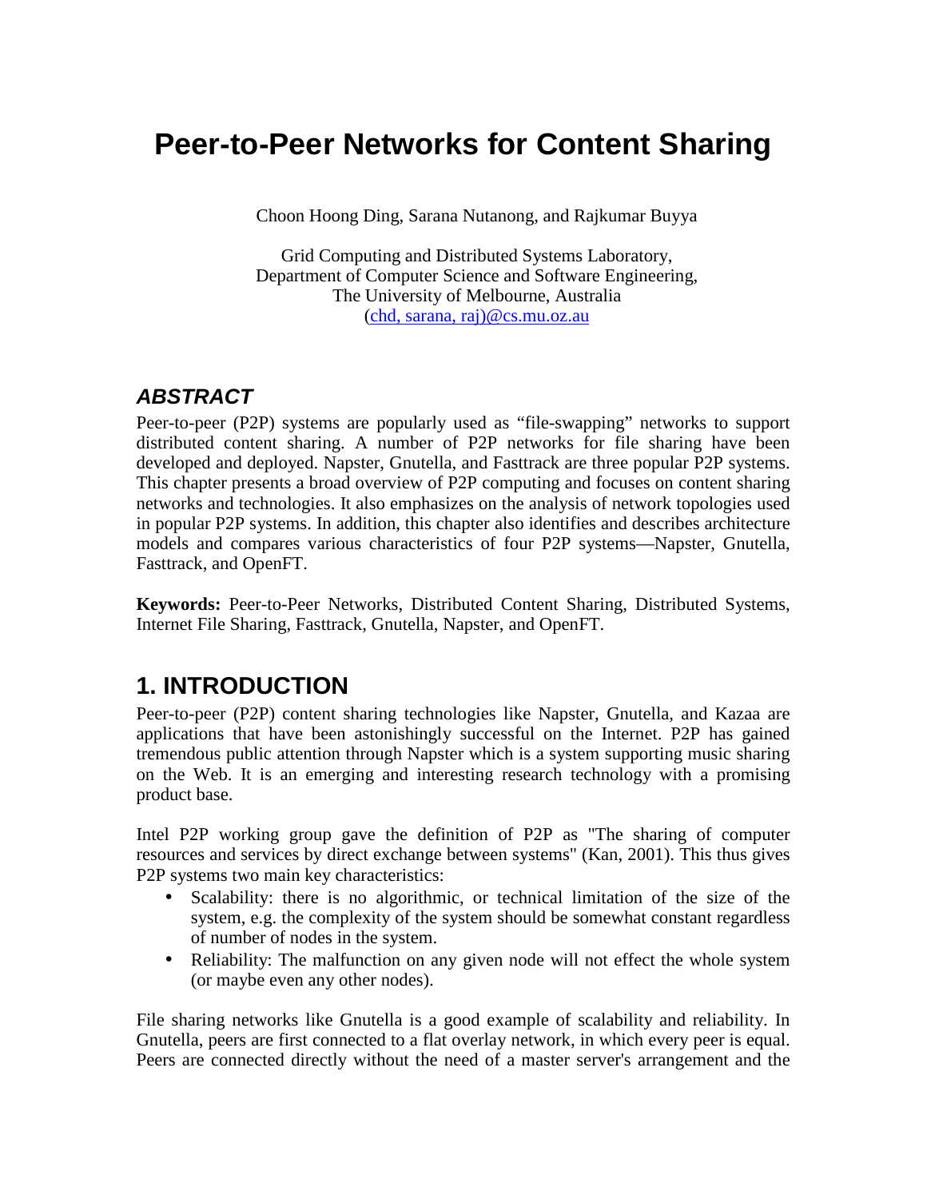# Peer-to-Peer Networks for Content Sharing

Choon Hoong Ding, Sarana Nutanong, and Rajkumar Buyya

Grid Computing and Distributed Systems Laboratory,
Department of Computer Science and Software Engineering,
The University of Melbourne, Australia
(chd, sarana, raj)@cs.mu.oz.au

## *ABSTRACT*

Peer-to-peer (P2P) systems are popularly used as "file-swapping" networks to support distributed content sharing. A number of P2P networks for file sharing have been developed and deployed. Napster, Gnutella, and Fasttrack are three popular P2P systems. This chapter presents a broad overview of P2P computing and focuses on content sharing networks and technologies. It also emphasizes on the analysis of network topologies used in popular P2P systems. In addition, this chapter also identifies and describes architecture models and compares various characteristics of four P2P systems—Napster, Gnutella, Fasttrack, and OpenFT.

**Keywords:** Peer-to-Peer Networks, Distributed Content Sharing, Distributed Systems, Internet File Sharing, Fasttrack, Gnutella, Napster, and OpenFT.

## 1. INTRODUCTION

Peer-to-peer (P2P) content sharing technologies like Napster, Gnutella, and Kazaa are applications that have been astonishingly successful on the Internet. P2P has gained tremendous public attention through Napster which is a system supporting music sharing on the Web. It is an emerging and interesting research technology with a promising product base.

Intel P2P working group gave the definition of P2P as "The sharing of computer resources and services by direct exchange between systems" (Kan, 2001). This thus gives P2P systems two main key characteristics:

- Scalability: there is no algorithmic, or technical limitation of the size of the system, e.g. the complexity of the system should be somewhat constant regardless of number of nodes in the system.
- Reliability: The malfunction on any given node will not effect the whole system (or maybe even any other nodes).

File sharing networks like Gnutella is a good example of scalability and reliability. In Gnutella, peers are first connected to a flat overlay network, in which every peer is equal. Peers are connected directly without the need of a master server's arrangement and the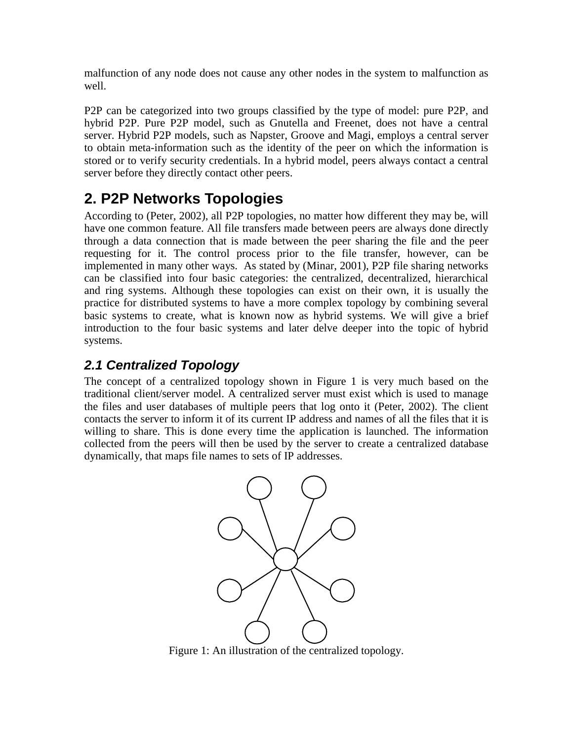malfunction of any node does not cause any other nodes in the system to malfunction as well.

P2P can be categorized into two groups classified by the type of model: pure P2P, and hybrid P2P. Pure P2P model, such as Gnutella and Freenet, does not have a central server. Hybrid P2P models, such as Napster, Groove and Magi, employs a central server to obtain meta-information such as the identity of the peer on which the information is stored or to verify security credentials. In a hybrid model, peers always contact a central server before they directly contact other peers.

## 2. P2P Networks Topologies

According to (Peter, 2002), all P2P topologies, no matter how different they may be, will have one common feature. All file transfers made between peers are always done directly through a data connection that is made between the peer sharing the file and the peer requesting for it. The control process prior to the file transfer, however, can be implemented in many other ways. As stated by (Minar, 2001), P2P file sharing networks can be classified into four basic categories: the centralized, decentralized, hierarchical and ring systems. Although these topologies can exist on their own, it is usually the practice for distributed systems to have a more complex topology by combining several basic systems to create, what is known now as hybrid systems. We will give a brief introduction to the four basic systems and later delve deeper into the topic of hybrid systems.

### *2.1 Centralized Topology*

The concept of a centralized topology shown in Figure 1 is very much based on the traditional client/server model. A centralized server must exist which is used to manage the files and user databases of multiple peers that log onto it (Peter, 2002). The client contacts the server to inform it of its current IP address and names of all the files that it is willing to share. This is done every time the application is launched. The information collected from the peers will then be used by the server to create a centralized database dynamically, that maps file names to sets of IP addresses.

Figure 1: An illustration of the centralized topology.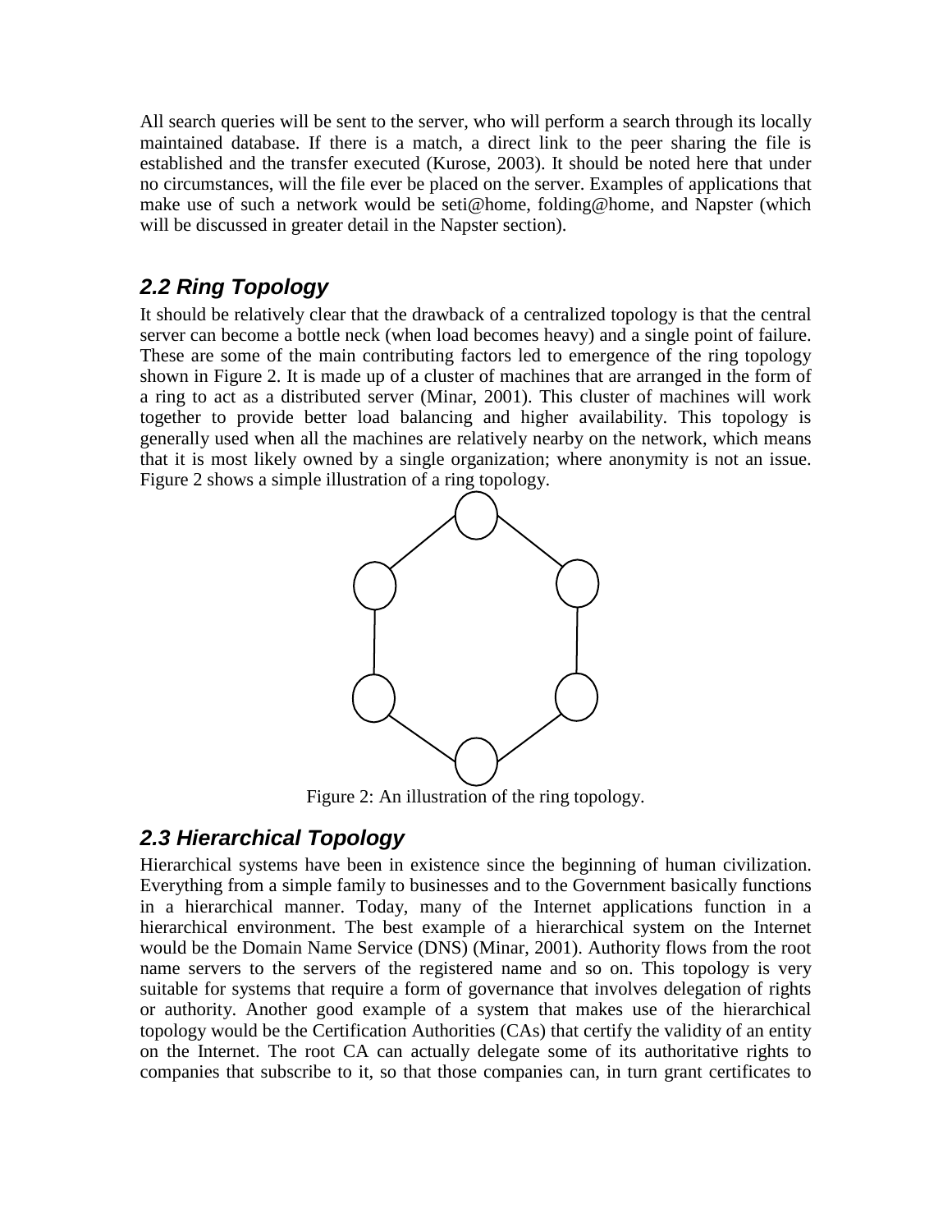All search queries will be sent to the server, who will perform a search through its locally maintained database. If there is a match, a direct link to the peer sharing the file is established and the transfer executed (Kurose, 2003). It should be noted here that under no circumstances, will the file ever be placed on the server. Examples of applications that make use of such a network would be seti@home, folding@home, and Napster (which will be discussed in greater detail in the Napster section).

## *2.2 Ring Topology*

It should be relatively clear that the drawback of a centralized topology is that the central server can become a bottle neck (when load becomes heavy) and a single point of failure. These are some of the main contributing factors led to emergence of the ring topology shown in Figure 2. It is made up of a cluster of machines that are arranged in the form of a ring to act as a distributed server (Minar, 2001). This cluster of machines will work together to provide better load balancing and higher availability. This topology is generally used when all the machines are relatively nearby on the network, which means that it is most likely owned by a single organization; where anonymity is not an issue. Figure 2 shows a simple illustration of a ring topology.

Figure 2: An illustration of the ring topology.

## *2.3 Hierarchical Topology*

Hierarchical systems have been in existence since the beginning of human civilization. Everything from a simple family to businesses and to the Government basically functions in a hierarchical manner. Today, many of the Internet applications function in a hierarchical environment. The best example of a hierarchical system on the Internet would be the Domain Name Service (DNS) (Minar, 2001). Authority flows from the root name servers to the servers of the registered name and so on. This topology is very suitable for systems that require a form of governance that involves delegation of rights or authority. Another good example of a system that makes use of the hierarchical topology would be the Certification Authorities (CAs) that certify the validity of an entity on the Internet. The root CA can actually delegate some of its authoritative rights to companies that subscribe to it, so that those companies can, in turn grant certificates to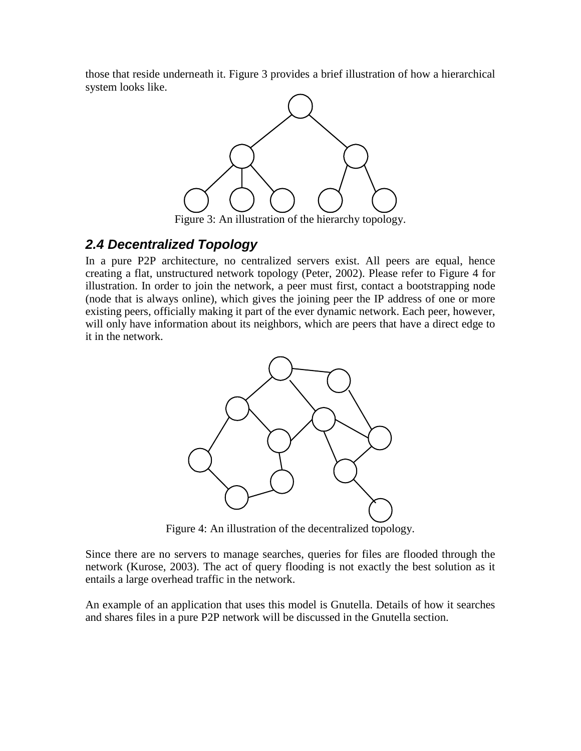those that reside underneath it. Figure 3 provides a brief illustration of how a hierarchical system looks like.

Figure 3: An illustration of the hierarchy topology.

## *2.4 Decentralized Topology*

In a pure P2P architecture, no centralized servers exist. All peers are equal, hence creating a flat, unstructured network topology (Peter, 2002). Please refer to Figure 4 for illustration. In order to join the network, a peer must first, contact a bootstrapping node (node that is always online), which gives the joining peer the IP address of one or more existing peers, officially making it part of the ever dynamic network. Each peer, however, will only have information about its neighbors, which are peers that have a direct edge to it in the network.

Figure 4: An illustration of the decentralized topology.

Since there are no servers to manage searches, queries for files are flooded through the network (Kurose, 2003). The act of query flooding is not exactly the best solution as it entails a large overhead traffic in the network.

An example of an application that uses this model is Gnutella. Details of how it searches and shares files in a pure P2P network will be discussed in the Gnutella section.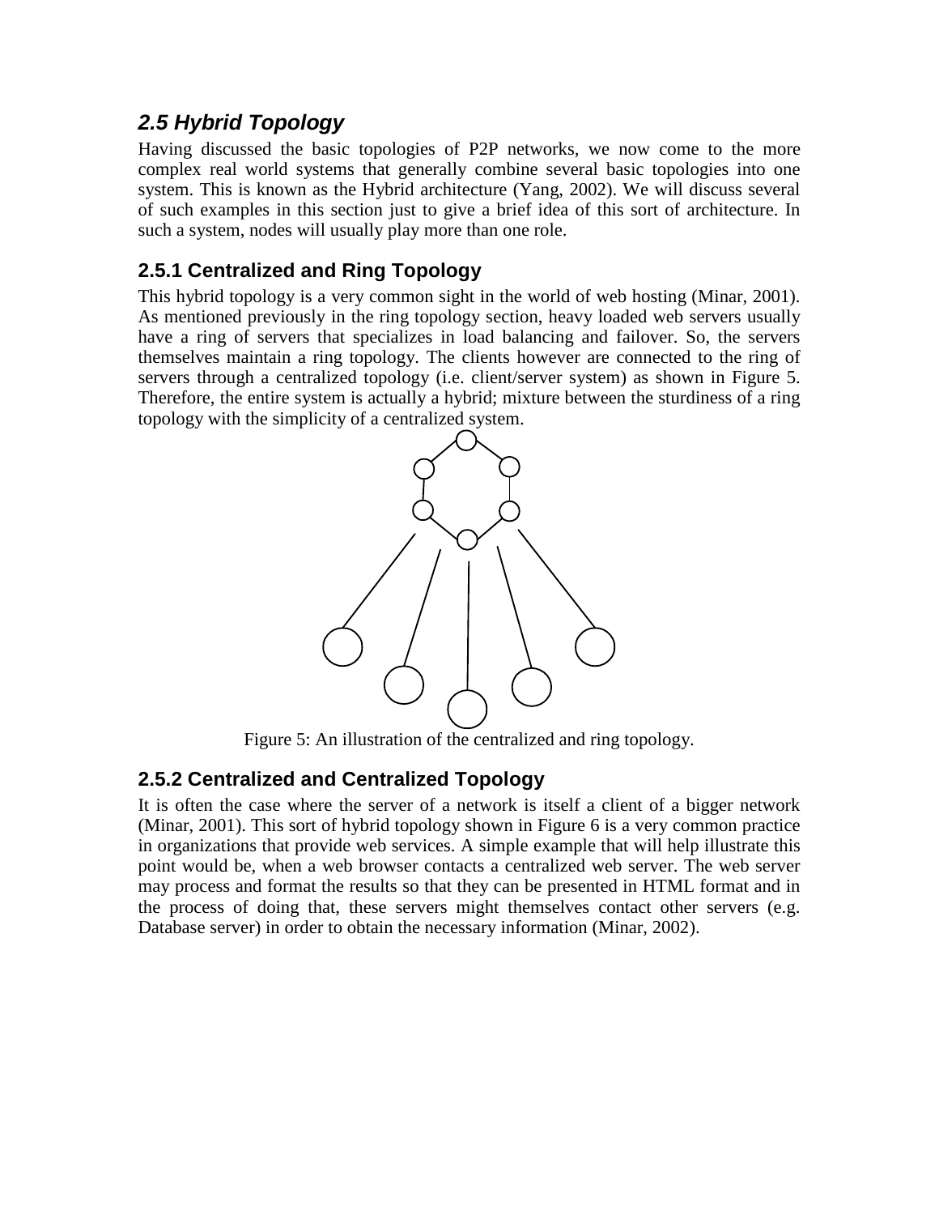## *2.5 Hybrid Topology*

Having discussed the basic topologies of P2P networks, we now come to the more complex real world systems that generally combine several basic topologies into one system. This is known as the Hybrid architecture (Yang, 2002). We will discuss several of such examples in this section just to give a brief idea of this sort of architecture. In such a system, nodes will usually play more than one role.

### 2.5.1 Centralized and Ring Topology

This hybrid topology is a very common sight in the world of web hosting (Minar, 2001). As mentioned previously in the ring topology section, heavy loaded web servers usually have a ring of servers that specializes in load balancing and failover. So, the servers themselves maintain a ring topology. The clients however are connected to the ring of servers through a centralized topology (i.e. client/server system) as shown in Figure 5. Therefore, the entire system is actually a hybrid; mixture between the sturdiness of a ring topology with the simplicity of a centralized system.

Figure 5: An illustration of the centralized and ring topology.

### 2.5.2 Centralized and Centralized Topology

It is often the case where the server of a network is itself a client of a bigger network (Minar, 2001). This sort of hybrid topology shown in Figure 6 is a very common practice in organizations that provide web services. A simple example that will help illustrate this point would be, when a web browser contacts a centralized web server. The web server may process and format the results so that they can be presented in HTML format and in the process of doing that, these servers might themselves contact other servers (e.g. Database server) in order to obtain the necessary information (Minar, 2002).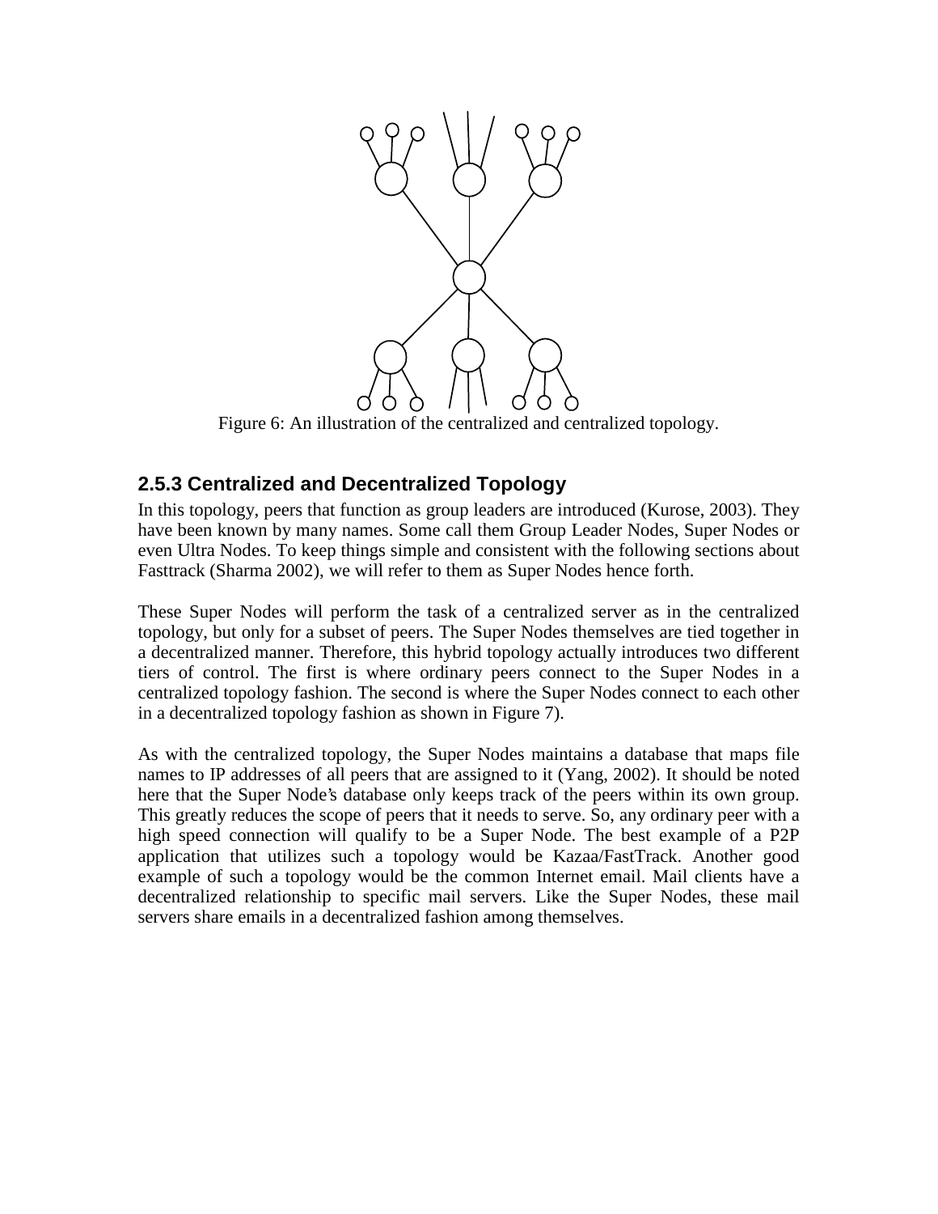Figure 6: An illustration of the centralized and centralized topology.

### 2.5.3 Centralized and Decentralized Topology

In this topology, peers that function as group leaders are introduced (Kurose, 2003). They have been known by many names. Some call them Group Leader Nodes, Super Nodes or even Ultra Nodes. To keep things simple and consistent with the following sections about Fasttrack (Sharma 2002), we will refer to them as Super Nodes hence forth.

These Super Nodes will perform the task of a centralized server as in the centralized topology, but only for a subset of peers. The Super Nodes themselves are tied together in a decentralized manner. Therefore, this hybrid topology actually introduces two different tiers of control. The first is where ordinary peers connect to the Super Nodes in a centralized topology fashion. The second is where the Super Nodes connect to each other in a decentralized topology fashion as shown in Figure 7).

As with the centralized topology, the Super Nodes maintains a database that maps file names to IP addresses of all peers that are assigned to it (Yang, 2002). It should be noted here that the Super Node's database only keeps track of the peers within its own group. This greatly reduces the scope of peers that it needs to serve. So, any ordinary peer with a high speed connection will qualify to be a Super Node. The best example of a P2P application that utilizes such a topology would be Kazaa/FastTrack. Another good example of such a topology would be the common Internet email. Mail clients have a decentralized relationship to specific mail servers. Like the Super Nodes, these mail servers share emails in a decentralized fashion among themselves.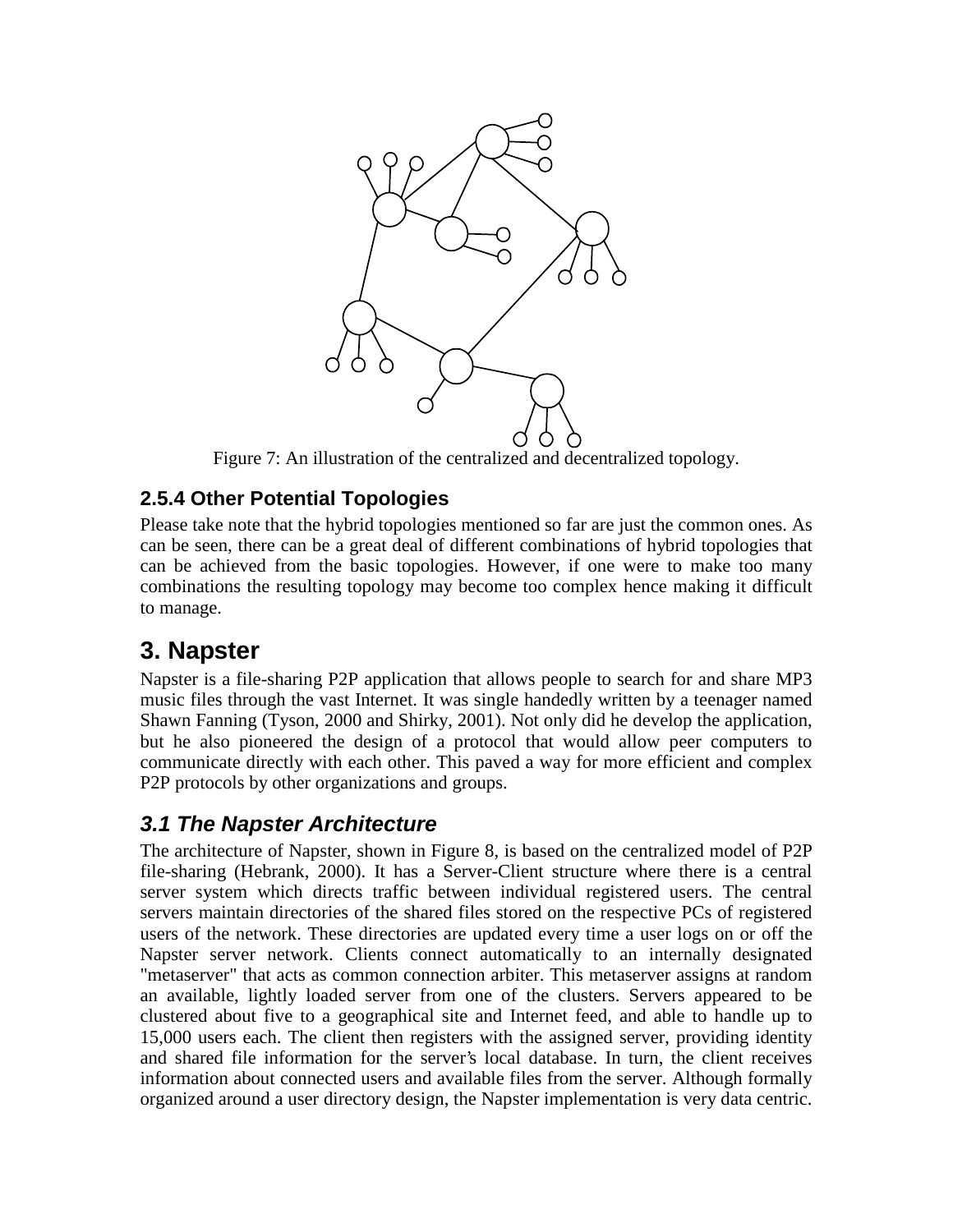Figure 7: An illustration of the centralized and decentralized topology.

### 2.5.4 Other Potential Topologies

Please take note that the hybrid topologies mentioned so far are just the common ones. As can be seen, there can be a great deal of different combinations of hybrid topologies that can be achieved from the basic topologies. However, if one were to make too many combinations the resulting topology may become too complex hence making it difficult to manage.

## 3. Napster

Napster is a file-sharing P2P application that allows people to search for and share MP3 music files through the vast Internet. It was single handedly written by a teenager named Shawn Fanning (Tyson, 2000 and Shirky, 2001). Not only did he develop the application, but he also pioneered the design of a protocol that would allow peer computers to communicate directly with each other. This paved a way for more efficient and complex P2P protocols by other organizations and groups.

### *3.1 The Napster Architecture*

The architecture of Napster, shown in Figure 8, is based on the centralized model of P2P file-sharing (Hebrank, 2000). It has a Server-Client structure where there is a central server system which directs traffic between individual registered users. The central servers maintain directories of the shared files stored on the respective PCs of registered users of the network. These directories are updated every time a user logs on or off the Napster server network. Clients connect automatically to an internally designated "metaserver" that acts as common connection arbiter. This metaserver assigns at random an available, lightly loaded server from one of the clusters. Servers appeared to be clustered about five to a geographical site and Internet feed, and able to handle up to 15,000 users each. The client then registers with the assigned server, providing identity and shared file information for the server's local database. In turn, the client receives information about connected users and available files from the server. Although formally organized around a user directory design, the Napster implementation is very data centric.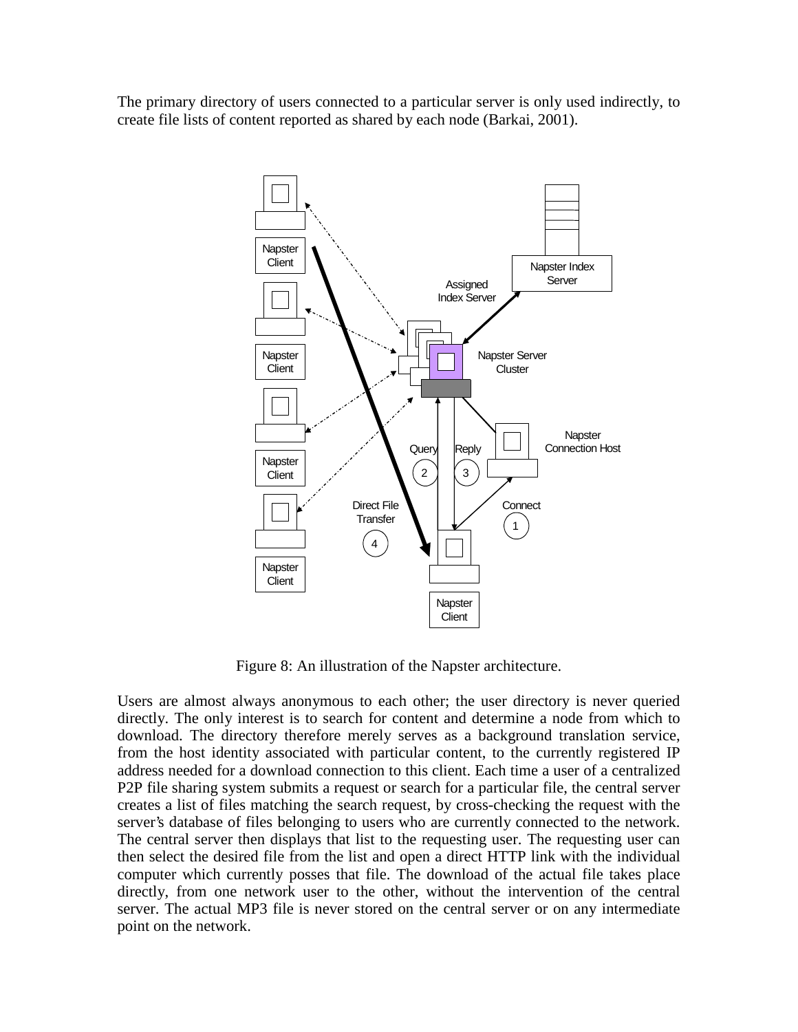The primary directory of users connected to a particular server is only used indirectly, to create file lists of content reported as shared by each node (Barkai, 2001).

Figure 8: An illustration of the Napster architecture.

Users are almost always anonymous to each other; the user directory is never queried directly. The only interest is to search for content and determine a node from which to download. The directory therefore merely serves as a background translation service, from the host identity associated with particular content, to the currently registered IP address needed for a download connection to this client. Each time a user of a centralized P2P file sharing system submits a request or search for a particular file, the central server creates a list of files matching the search request, by cross-checking the request with the server's database of files belonging to users who are currently connected to the network. The central server then displays that list to the requesting user. The requesting user can then select the desired file from the list and open a direct HTTP link with the individual computer which currently posses that file. The download of the actual file takes place directly, from one network user to the other, without the intervention of the central server. The actual MP3 file is never stored on the central server or on any intermediate point on the network.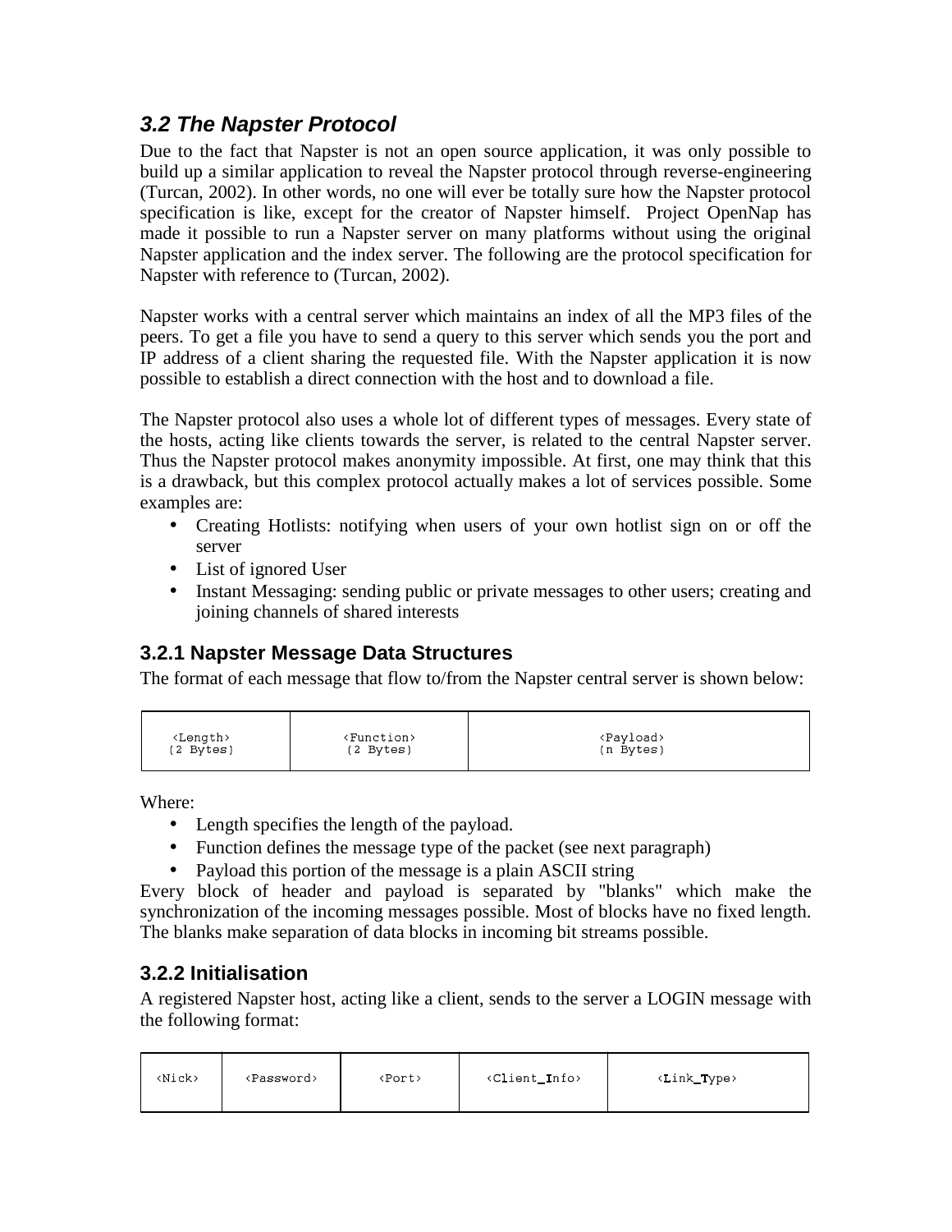### *3.2 The Napster Protocol*

Due to the fact that Napster is not an open source application, it was only possible to build up a similar application to reveal the Napster protocol through reverse-engineering (Turcan, 2002). In other words, no one will ever be totally sure how the Napster protocol specification is like, except for the creator of Napster himself. Project OpenNap has made it possible to run a Napster server on many platforms without using the original Napster application and the index server. The following are the protocol specification for Napster with reference to (Turcan, 2002).

Napster works with a central server which maintains an index of all the MP3 files of the peers. To get a file you have to send a query to this server which sends you the port and IP address of a client sharing the requested file. With the Napster application it is now possible to establish a direct connection with the host and to download a file.

The Napster protocol also uses a whole lot of different types of messages. Every state of the hosts, acting like clients towards the server, is related to the central Napster server. Thus the Napster protocol makes anonymity impossible. At first, one may think that this is a drawback, but this complex protocol actually makes a lot of services possible. Some examples are:

- Creating Hotlists: notifying when users of your own hotlist sign on or off the server
- List of ignored User
- Instant Messaging: sending public or private messages to other users; creating and joining channels of shared interests

#### 3.2.1 Napster Message Data Structures

The format of each message that flow to/from the Napster central server is shown below:

| <Length> (2 Bytes) | <Function> (2 Bytes) | <Payload> (n Bytes) |
|---|---|---|

Where:

- Length specifies the length of the payload.
- Function defines the message type of the packet (see next paragraph)
- Payload this portion of the message is a plain ASCII string

Every block of header and payload is separated by "blanks" which make the synchronization of the incoming messages possible. Most of blocks have no fixed length. The blanks make separation of data blocks in incoming bit streams possible.

#### 3.2.2 Initialisation

A registered Napster host, acting like a client, sends to the server a LOGIN message with the following format:

| <Nick> | <Password> | <Port> | <Client_Info> | <Link_Type> |
|---|---|---|---|---|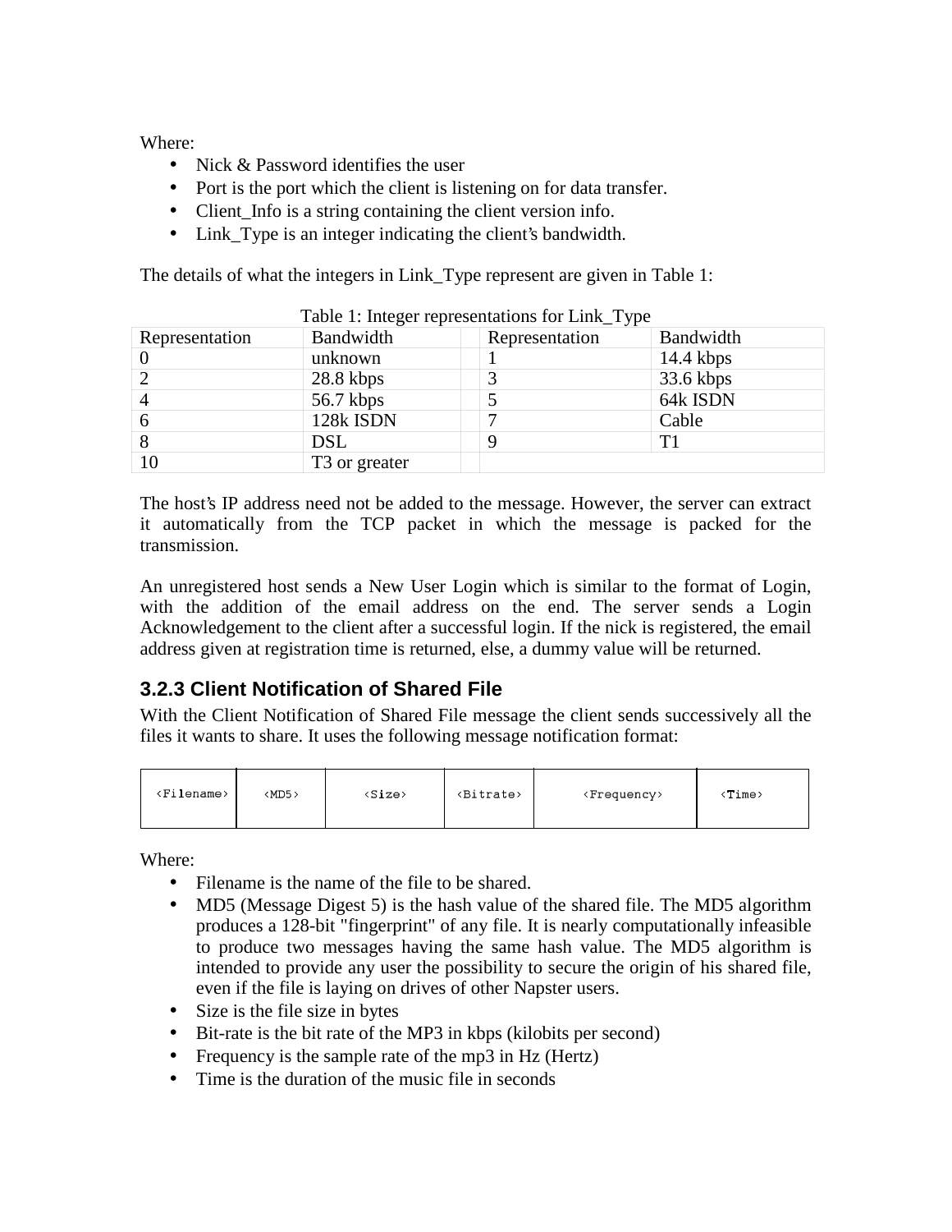Where:

- Nick & Password identifies the user
- Port is the port which the client is listening on for data transfer.
- Client_Info is a string containing the client version info.
- Link_Type is an integer indicating the client's bandwidth.

The details of what the integers in Link_Type represent are given in Table 1:

Table 1: Integer representations for Link_Type

| Representation | Bandwidth | | Representation | Bandwidth |
|---|---|---|---|---|
| 0 | unknown | | 1 | 14.4 kbps |
| 2 | 28.8 kbps | | 3 | 33.6 kbps |
| 4 | 56.7 kbps | | 5 | 64k ISDN |
| 6 | 128k ISDN | | 7 | Cable |
| 8 | DSL | | 9 | T1 |
| 10 | T3 or greater | | | |

The host's IP address need not be added to the message. However, the server can extract it automatically from the TCP packet in which the message is packed for the transmission.

An unregistered host sends a New User Login which is similar to the format of Login, with the addition of the email address on the end. The server sends a Login Acknowledgement to the client after a successful login. If the nick is registered, the email address given at registration time is returned, else, a dummy value will be returned.

### 3.2.3 Client Notification of Shared File

With the Client Notification of Shared File message the client sends successively all the files it wants to share. It uses the following message notification format:

| <Filename> | <MD5> | <Size> | <Bitrate> | <Frequency> | <Time> |
|---|---|---|---|---|---|

Where:

- Filename is the name of the file to be shared.
- MD5 (Message Digest 5) is the hash value of the shared file. The MD5 algorithm produces a 128-bit "fingerprint" of any file. It is nearly computationally infeasible to produce two messages having the same hash value. The MD5 algorithm is intended to provide any user the possibility to secure the origin of his shared file, even if the file is laying on drives of other Napster users.
- Size is the file size in bytes
- Bit-rate is the bit rate of the MP3 in kbps (kilobits per second)
- Frequency is the sample rate of the mp3 in Hz (Hertz)
- Time is the duration of the music file in seconds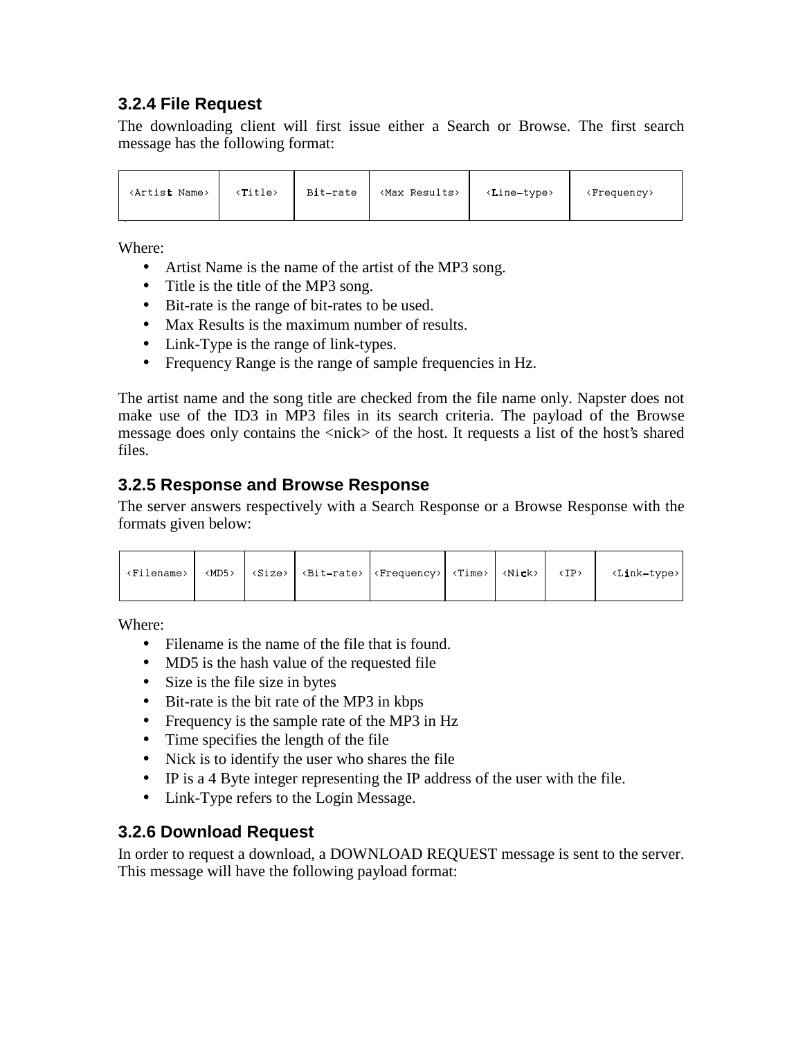### 3.2.4 File Request

The downloading client will first issue either a Search or Browse. The first search message has the following format:

| <Artist Name> | <Title> | Bit-rate | <Max Results> | <Line-type> | <Frequency> |
|---|---|---|---|---|---|

Where:

- Artist Name is the name of the artist of the MP3 song.
- Title is the title of the MP3 song.
- Bit-rate is the range of bit-rates to be used.
- Max Results is the maximum number of results.
- Link-Type is the range of link-types.
- Frequency Range is the range of sample frequencies in Hz.

The artist name and the song title are checked from the file name only. Napster does not make use of the ID3 in MP3 files in its search criteria. The payload of the Browse message does only contains the <nick> of the host. It requests a list of the host's shared files.

### 3.2.5 Response and Browse Response

The server answers respectively with a Search Response or a Browse Response with the formats given below:

| <Filename> | <MD5> | <Size> | <Bit-rate> | <Frequency> | <Time> | <Nick> | <IP> | <Link-type> |
|---|---|---|---|---|---|---|---|---|

Where:

- Filename is the name of the file that is found.
- MD5 is the hash value of the requested file
- Size is the file size in bytes
- Bit-rate is the bit rate of the MP3 in kbps
- Frequency is the sample rate of the MP3 in Hz
- Time specifies the length of the file
- Nick is to identify the user who shares the file
- IP is a 4 Byte integer representing the IP address of the user with the file.
- Link-Type refers to the Login Message.

### 3.2.6 Download Request

In order to request a download, a DOWNLOAD REQUEST message is sent to the server. This message will have the following payload format: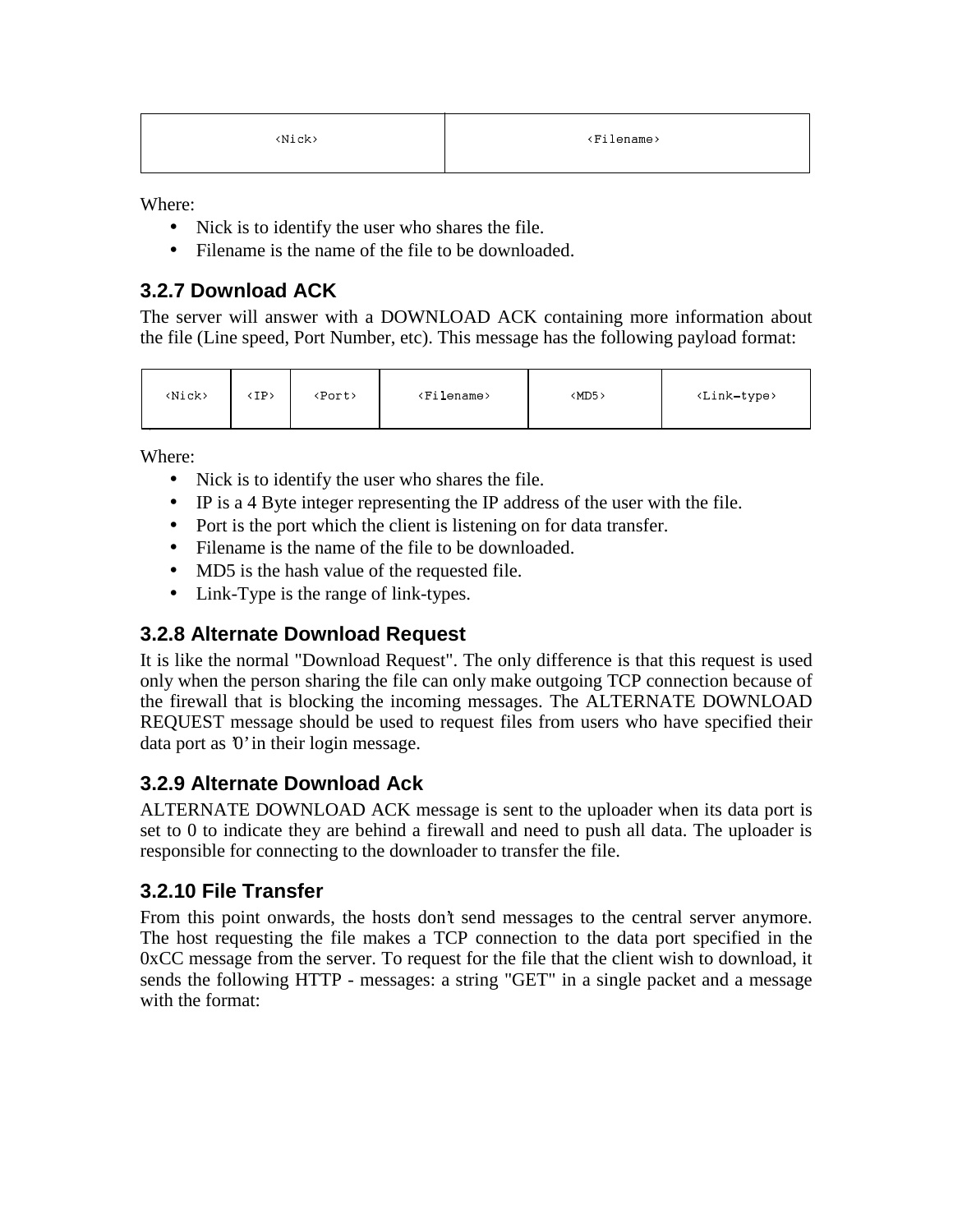| <Nick> | <Filename> |
|---|---|

Where:

- Nick is to identify the user who shares the file.
- Filename is the name of the file to be downloaded.

### 3.2.7 Download ACK

The server will answer with a DOWNLOAD ACK containing more information about the file (Line speed, Port Number, etc). This message has the following payload format:

| <Nick> | <IP> | <Port> | <Filename> | <MD5> | <Link-type> |
|---|---|---|---|---|---|

Where:

- Nick is to identify the user who shares the file.
- IP is a 4 Byte integer representing the IP address of the user with the file.
- Port is the port which the client is listening on for data transfer.
- Filename is the name of the file to be downloaded.
- MD5 is the hash value of the requested file.
- Link-Type is the range of link-types.

### 3.2.8 Alternate Download Request

It is like the normal "Download Request". The only difference is that this request is used only when the person sharing the file can only make outgoing TCP connection because of the firewall that is blocking the incoming messages. The ALTERNATE DOWNLOAD REQUEST message should be used to request files from users who have specified their data port as '0' in their login message.

### 3.2.9 Alternate Download Ack

ALTERNATE DOWNLOAD ACK message is sent to the uploader when its data port is set to 0 to indicate they are behind a firewall and need to push all data. The uploader is responsible for connecting to the downloader to transfer the file.

### 3.2.10 File Transfer

From this point onwards, the hosts don't send messages to the central server anymore. The host requesting the file makes a TCP connection to the data port specified in the 0xCC message from the server. To request for the file that the client wish to download, it sends the following HTTP - messages: a string "GET" in a single packet and a message with the format: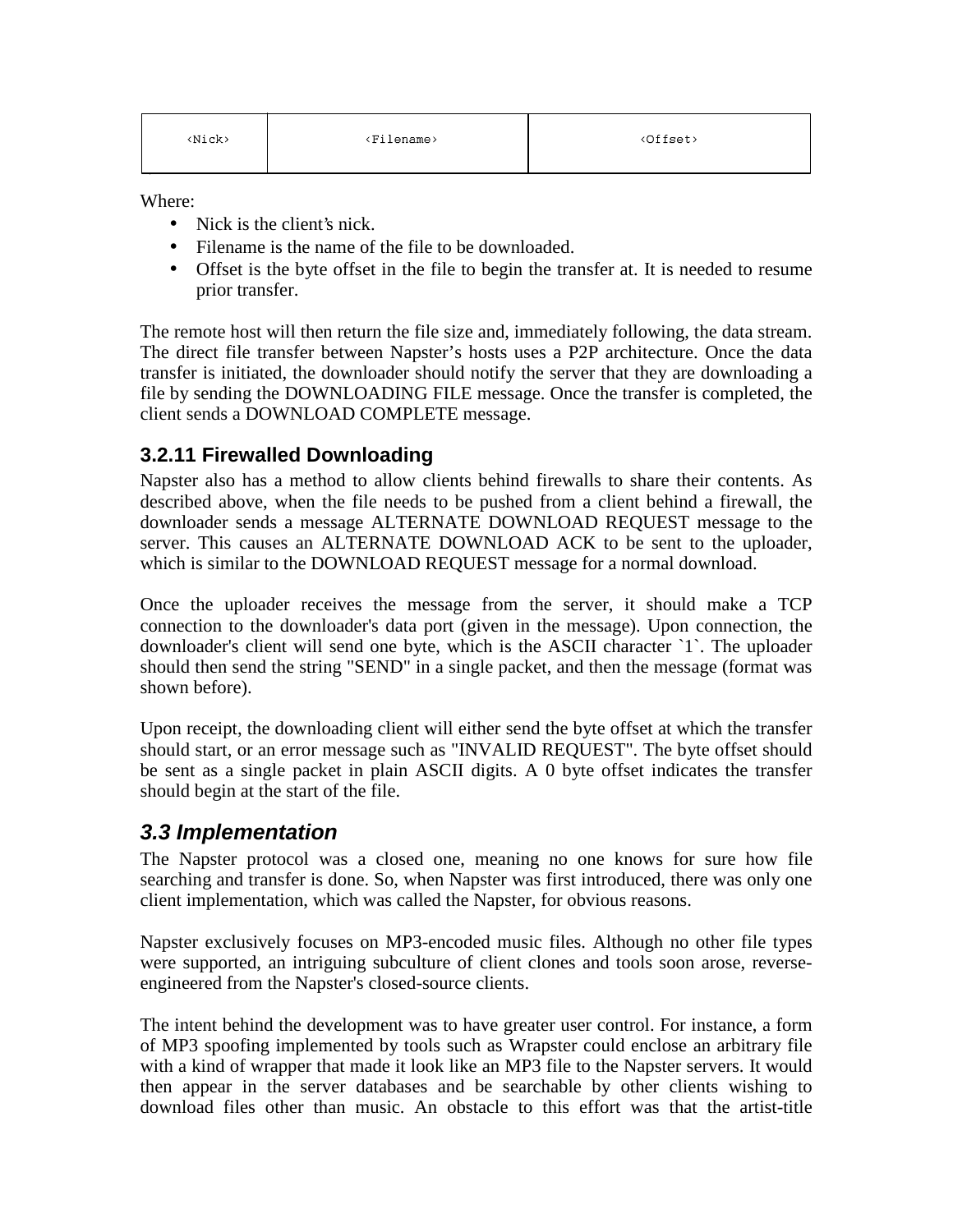| <Nick> | <Filename> | <Offset> |
|---|---|---|

Where:

- Nick is the client's nick.
- Filename is the name of the file to be downloaded.
- Offset is the byte offset in the file to begin the transfer at. It is needed to resume prior transfer.

The remote host will then return the file size and, immediately following, the data stream. The direct file transfer between Napster's hosts uses a P2P architecture. Once the data transfer is initiated, the downloader should notify the server that they are downloading a file by sending the DOWNLOADING FILE message. Once the transfer is completed, the client sends a DOWNLOAD COMPLETE message.

### 3.2.11 Firewalled Downloading

Napster also has a method to allow clients behind firewalls to share their contents. As described above, when the file needs to be pushed from a client behind a firewall, the downloader sends a message ALTERNATE DOWNLOAD REQUEST message to the server. This causes an ALTERNATE DOWNLOAD ACK to be sent to the uploader, which is similar to the DOWNLOAD REQUEST message for a normal download.

Once the uploader receives the message from the server, it should make a TCP connection to the downloader's data port (given in the message). Upon connection, the downloader's client will send one byte, which is the ASCII character `1`. The uploader should then send the string "SEND" in a single packet, and then the message (format was shown before).

Upon receipt, the downloading client will either send the byte offset at which the transfer should start, or an error message such as "INVALID REQUEST". The byte offset should be sent as a single packet in plain ASCII digits. A 0 byte offset indicates the transfer should begin at the start of the file.

## *3.3 Implementation*

The Napster protocol was a closed one, meaning no one knows for sure how file searching and transfer is done. So, when Napster was first introduced, there was only one client implementation, which was called the Napster, for obvious reasons.

Napster exclusively focuses on MP3-encoded music files. Although no other file types were supported, an intriguing subculture of client clones and tools soon arose, reverse-engineered from the Napster's closed-source clients.

The intent behind the development was to have greater user control. For instance, a form of MP3 spoofing implemented by tools such as Wrapster could enclose an arbitrary file with a kind of wrapper that made it look like an MP3 file to the Napster servers. It would then appear in the server databases and be searchable by other clients wishing to download files other than music. An obstacle to this effort was that the artist-title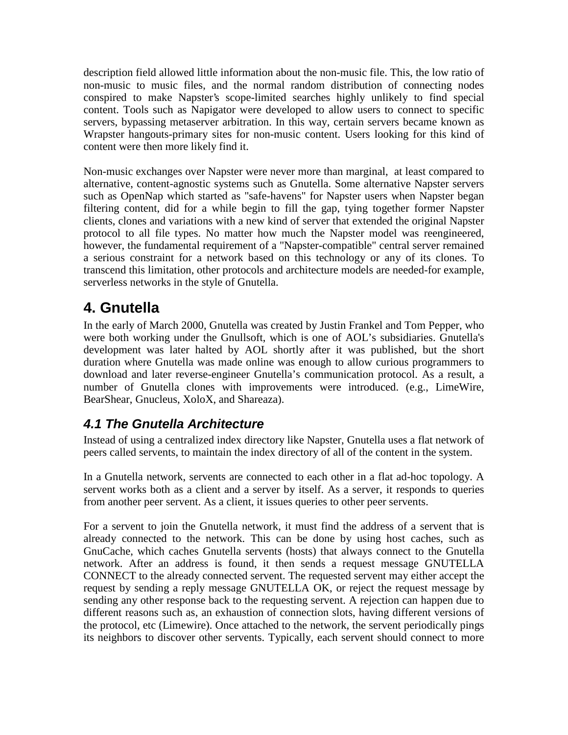description field allowed little information about the non-music file. This, the low ratio of non-music to music files, and the normal random distribution of connecting nodes conspired to make Napster's scope-limited searches highly unlikely to find special content. Tools such as Napigator were developed to allow users to connect to specific servers, bypassing metaserver arbitration. In this way, certain servers became known as Wrapster hangouts-primary sites for non-music content. Users looking for this kind of content were then more likely find it.

Non-music exchanges over Napster were never more than marginal, at least compared to alternative, content-agnostic systems such as Gnutella. Some alternative Napster servers such as OpenNap which started as "safe-havens" for Napster users when Napster began filtering content, did for a while begin to fill the gap, tying together former Napster clients, clones and variations with a new kind of server that extended the original Napster protocol to all file types. No matter how much the Napster model was reengineered, however, the fundamental requirement of a "Napster-compatible" central server remained a serious constraint for a network based on this technology or any of its clones. To transcend this limitation, other protocols and architecture models are needed-for example, serverless networks in the style of Gnutella.

# 4. Gnutella

In the early of March 2000, Gnutella was created by Justin Frankel and Tom Pepper, who were both working under the Gnullsoft, which is one of AOL's subsidiaries. Gnutella's development was later halted by AOL shortly after it was published, but the short duration where Gnutella was made online was enough to allow curious programmers to download and later reverse-engineer Gnutella's communication protocol. As a result, a number of Gnutella clones with improvements were introduced. (e.g., LimeWire, BearShear, Gnucleus, XoloX, and Shareaza).

## *4.1 The Gnutella Architecture*

Instead of using a centralized index directory like Napster, Gnutella uses a flat network of peers called servents, to maintain the index directory of all of the content in the system.

In a Gnutella network, servents are connected to each other in a flat ad-hoc topology. A servent works both as a client and a server by itself. As a server, it responds to queries from another peer servent. As a client, it issues queries to other peer servents.

For a servent to join the Gnutella network, it must find the address of a servent that is already connected to the network. This can be done by using host caches, such as GnuCache, which caches Gnutella servents (hosts) that always connect to the Gnutella network. After an address is found, it then sends a request message GNUTELLA CONNECT to the already connected servent. The requested servent may either accept the request by sending a reply message GNUTELLA OK, or reject the request message by sending any other response back to the requesting servent. A rejection can happen due to different reasons such as, an exhaustion of connection slots, having different versions of the protocol, etc (Limewire). Once attached to the network, the servent periodically pings its neighbors to discover other servents. Typically, each servent should connect to more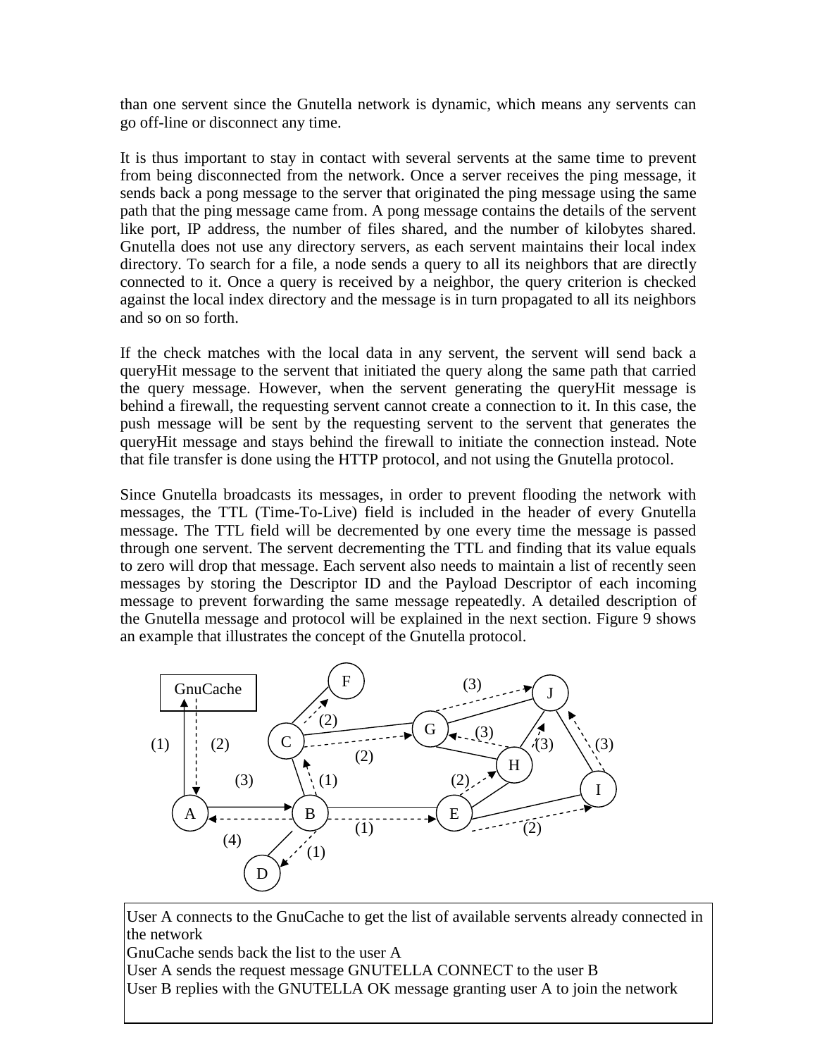than one servent since the Gnutella network is dynamic, which means any servents can go off-line or disconnect any time.

It is thus important to stay in contact with several servents at the same time to prevent from being disconnected from the network. Once a server receives the ping message, it sends back a pong message to the server that originated the ping message using the same path that the ping message came from. A pong message contains the details of the servent like port, IP address, the number of files shared, and the number of kilobytes shared. Gnutella does not use any directory servers, as each servent maintains their local index directory. To search for a file, a node sends a query to all its neighbors that are directly connected to it. Once a query is received by a neighbor, the query criterion is checked against the local index directory and the message is in turn propagated to all its neighbors and so on so forth.

If the check matches with the local data in any servent, the servent will send back a queryHit message to the servent that initiated the query along the same path that carried the query message. However, when the servent generating the queryHit message is behind a firewall, the requesting servent cannot create a connection to it. In this case, the push message will be sent by the requesting servent to the servent that generates the queryHit message and stays behind the firewall to initiate the connection instead. Note that file transfer is done using the HTTP protocol, and not using the Gnutella protocol.

Since Gnutella broadcasts its messages, in order to prevent flooding the network with messages, the TTL (Time-To-Live) field is included in the header of every Gnutella message. The TTL field will be decremented by one every time the message is passed through one servent. The servent decrementing the TTL and finding that its value equals to zero will drop that message. Each servent also needs to maintain a list of recently seen messages by storing the Descriptor ID and the Payload Descriptor of each incoming message to prevent forwarding the same message repeatedly. A detailed description of the Gnutella message and protocol will be explained in the next section. Figure 9 shows an example that illustrates the concept of the Gnutella protocol.

User A connects to the GnuCache to get the list of available servents already connected in the network
GnuCache sends back the list to the user A
User A sends the request message GNUTELLA CONNECT to the user B
User B replies with the GNUTELLA OK message granting user A to join the network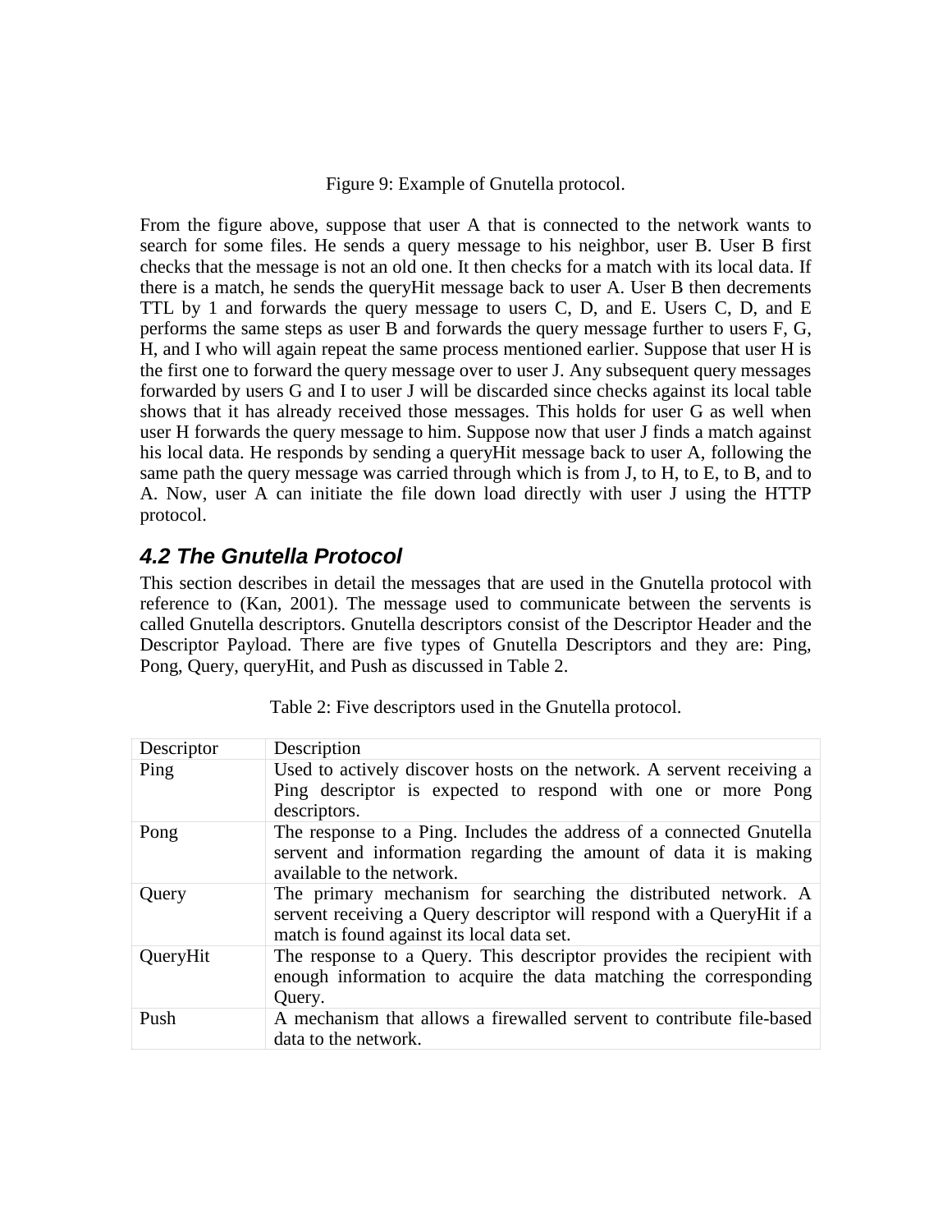Figure 9: Example of Gnutella protocol.

From the figure above, suppose that user A that is connected to the network wants to search for some files. He sends a query message to his neighbor, user B. User B first checks that the message is not an old one. It then checks for a match with its local data. If there is a match, he sends the queryHit message back to user A. User B then decrements TTL by 1 and forwards the query message to users C, D, and E. Users C, D, and E performs the same steps as user B and forwards the query message further to users F, G, H, and I who will again repeat the same process mentioned earlier. Suppose that user H is the first one to forward the query message over to user J. Any subsequent query messages forwarded by users G and I to user J will be discarded since checks against its local table shows that it has already received those messages. This holds for user G as well when user H forwards the query message to him. Suppose now that user J finds a match against his local data. He responds by sending a queryHit message back to user A, following the same path the query message was carried through which is from J, to H, to E, to B, and to A. Now, user A can initiate the file down load directly with user J using the HTTP protocol.

## *4.2 The Gnutella Protocol*

This section describes in detail the messages that are used in the Gnutella protocol with reference to (Kan, 2001). The message used to communicate between the servents is called Gnutella descriptors. Gnutella descriptors consist of the Descriptor Header and the Descriptor Payload. There are five types of Gnutella Descriptors and they are: Ping, Pong, Query, queryHit, and Push as discussed in Table 2.

Table 2: Five descriptors used in the Gnutella protocol.

| Descriptor | Description |
|---|---|
| Ping | Used to actively discover hosts on the network. A servent receiving a Ping descriptor is expected to respond with one or more Pong descriptors. |
| Pong | The response to a Ping. Includes the address of a connected Gnutella servent and information regarding the amount of data it is making available to the network. |
| Query | The primary mechanism for searching the distributed network. A servent receiving a Query descriptor will respond with a QueryHit if a match is found against its local data set. |
| QueryHit | The response to a Query. This descriptor provides the recipient with enough information to acquire the data matching the corresponding Query. |
| Push | A mechanism that allows a firewalled servent to contribute file-based data to the network. |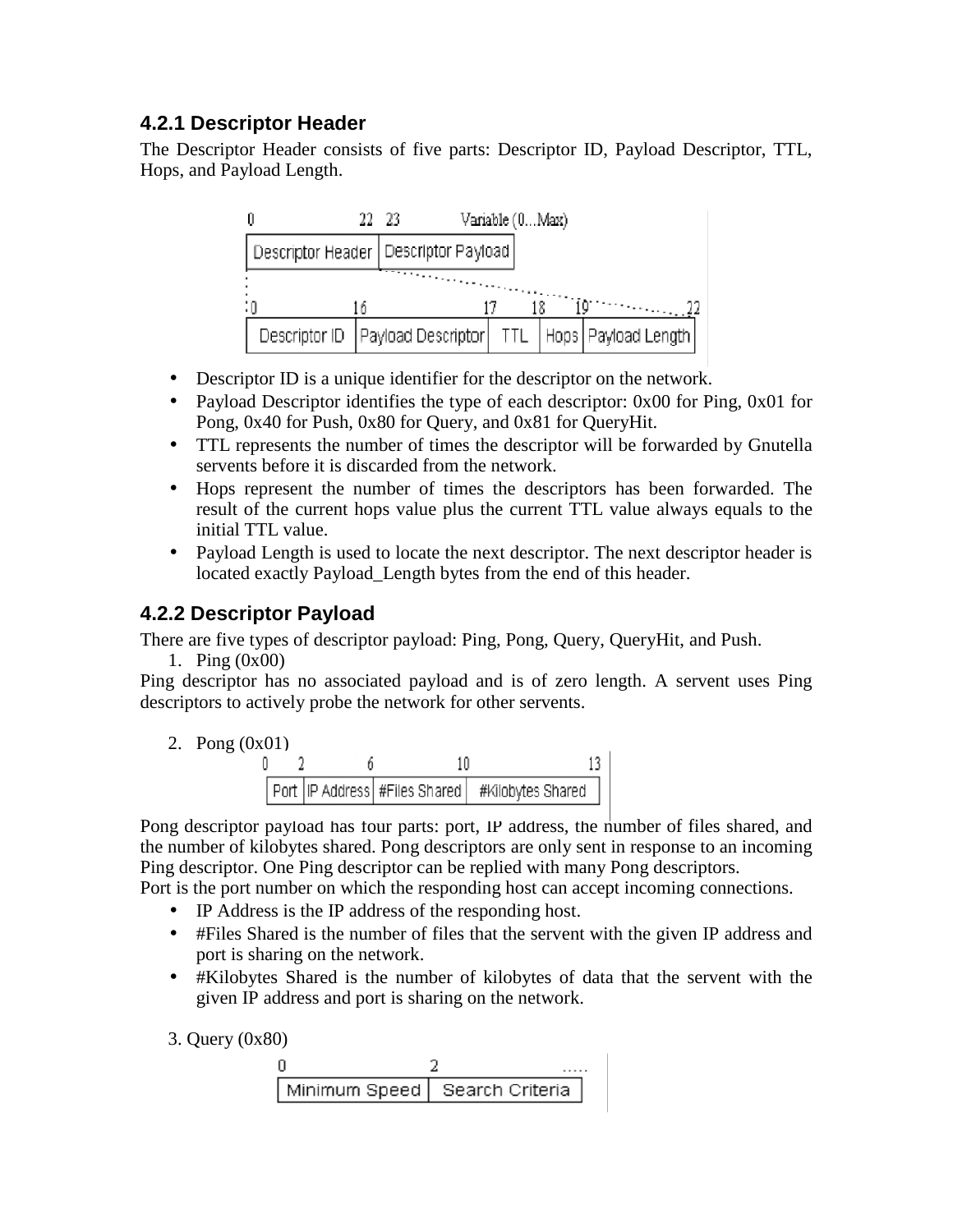### 4.2.1 Descriptor Header

The Descriptor Header consists of five parts: Descriptor ID, Payload Descriptor, TTL, Hops, and Payload Length.

| 0 – 22 | 23 – Variable (0...Max) |
| --- | --- |
| Descriptor Header | Descriptor Payload |

| 0 – 16 | 16 – 17 | 17 – 18 | 18 – 19 | 19 – 22 |
| --- | --- | --- | --- | --- |
| Descriptor ID | Payload Descriptor | TTL | Hops | Payload Length |

- Descriptor ID is a unique identifier for the descriptor on the network.
- Payload Descriptor identifies the type of each descriptor: 0x00 for Ping, 0x01 for Pong, 0x40 for Push, 0x80 for Query, and 0x81 for QueryHit.
- TTL represents the number of times the descriptor will be forwarded by Gnutella servents before it is discarded from the network.
- Hops represent the number of times the descriptors has been forwarded. The result of the current hops value plus the current TTL value always equals to the initial TTL value.
- Payload Length is used to locate the next descriptor. The next descriptor header is located exactly Payload_Length bytes from the end of this header.

### 4.2.2 Descriptor Payload

There are five types of descriptor payload: Ping, Pong, Query, QueryHit, and Push.

1. Ping (0x00)

Ping descriptor has no associated payload and is of zero length. A servent uses Ping descriptors to actively probe the network for other servents.

2. Pong (0x01)

| 0 – 2 | 2 – 6 | 6 – 10 | 10 – 13 |
| --- | --- | --- | --- |
| Port | IP Address | #Files Shared | #Kilobytes Shared |

Pong descriptor payload has four parts: port, IP address, the number of files shared, and the number of kilobytes shared. Pong descriptors are only sent in response to an incoming Ping descriptor. One Ping descriptor can be replied with many Pong descriptors.
Port is the port number on which the responding host can accept incoming connections.

- IP Address is the IP address of the responding host.
- #Files Shared is the number of files that the servent with the given IP address and port is sharing on the network.
- #Kilobytes Shared is the number of kilobytes of data that the servent with the given IP address and port is sharing on the network.

3. Query (0x80)

| 0 – 2 | 2 – ..... |
| --- | --- |
| Minimum Speed | Search Criteria |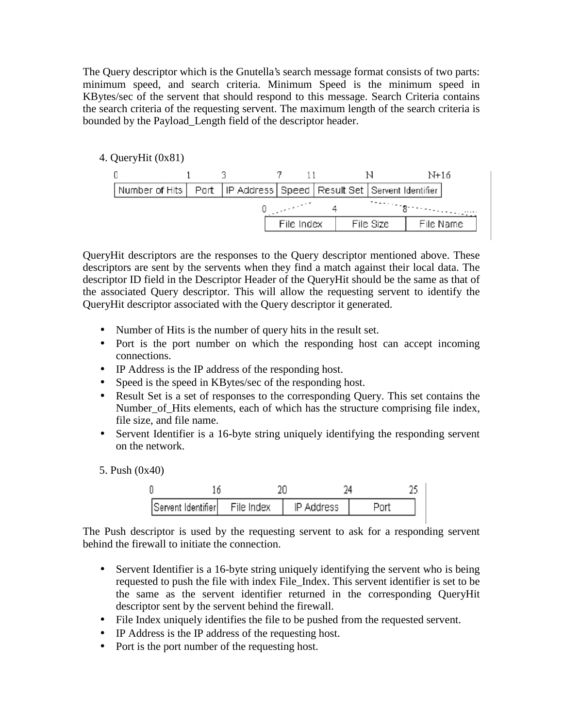The Query descriptor which is the Gnutella's search message format consists of two parts: minimum speed, and search criteria. Minimum Speed is the minimum speed in KBytes/sec of the servent that should respond to this message. Search Criteria contains the search criteria of the requesting servent. The maximum length of the search criteria is bounded by the Payload_Length field of the descriptor header.

4. QueryHit (0x81)

| 0 | 1 | 3 | 7 | 11 | N | N+16 |
|---|---|---|---|---|---|---|
| Number of Hits | Port | IP Address | Speed | Result Set | Servent Identifier | |

| 0 | 4 | 8 |
|---|---|---|
| File Index | File Size | File Name |

QueryHit descriptors are the responses to the Query descriptor mentioned above. These descriptors are sent by the servents when they find a match against their local data. The descriptor ID field in the Descriptor Header of the QueryHit should be the same as that of the associated Query descriptor. This will allow the requesting servent to identify the QueryHit descriptor associated with the Query descriptor it generated.

- Number of Hits is the number of query hits in the result set.
- Port is the port number on which the responding host can accept incoming connections.
- IP Address is the IP address of the responding host.
- Speed is the speed in KBytes/sec of the responding host.
- Result Set is a set of responses to the corresponding Query. This set contains the Number_of_Hits elements, each of which has the structure comprising file index, file size, and file name.
- Servent Identifier is a 16-byte string uniquely identifying the responding servent on the network.

5. Push (0x40)

| 0 | 16 | 20 | 24 | 25 |
|---|---|---|---|---|
| Servent Identifier | File Index | IP Address | Port | |

The Push descriptor is used by the requesting servent to ask for a responding servent behind the firewall to initiate the connection.

- Servent Identifier is a 16-byte string uniquely identifying the servent who is being requested to push the file with index File_Index. This servent identifier is set to be the same as the servent identifier returned in the corresponding QueryHit descriptor sent by the servent behind the firewall.
- File Index uniquely identifies the file to be pushed from the requested servent.
- IP Address is the IP address of the requesting host.
- Port is the port number of the requesting host.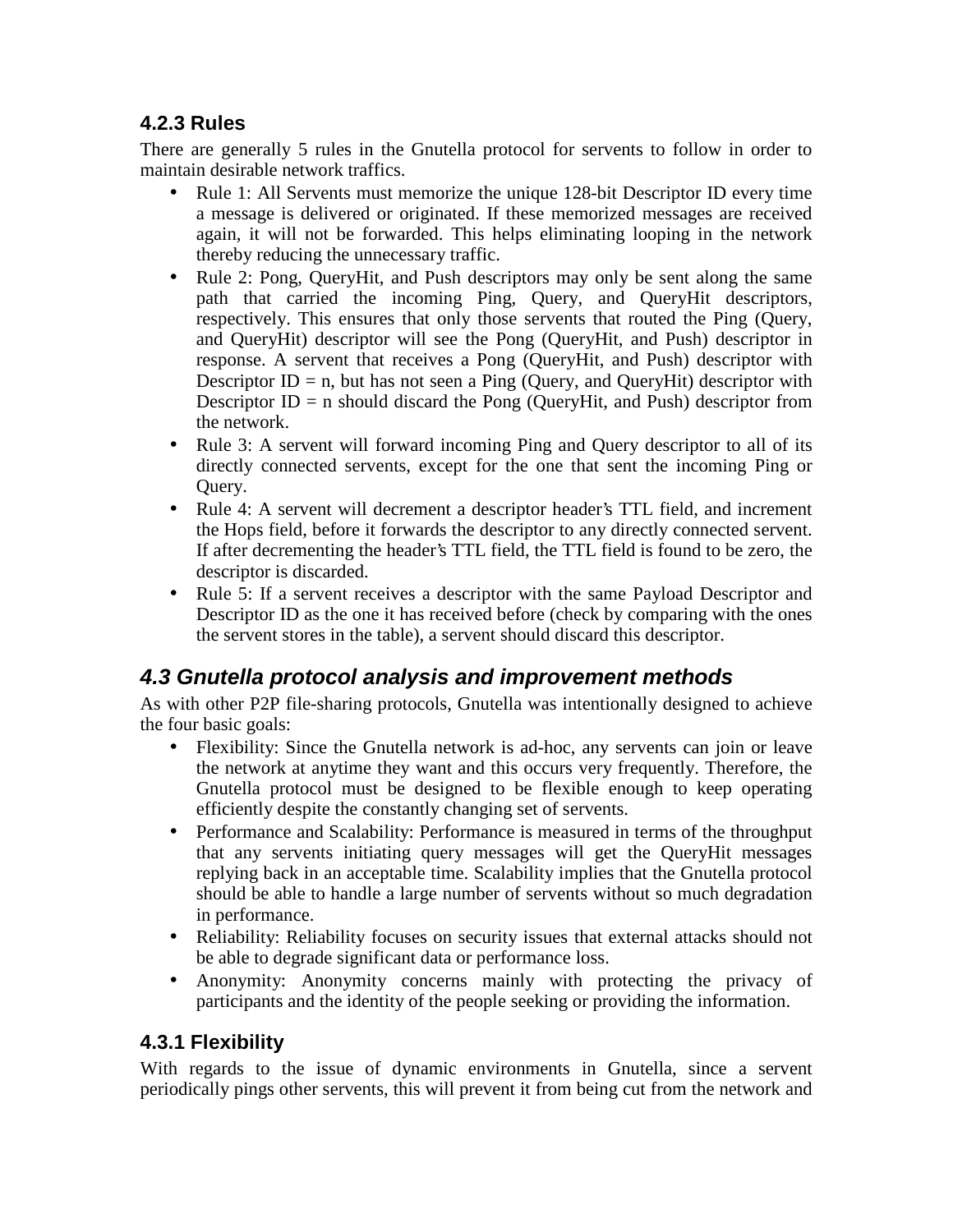### 4.2.3 Rules

There are generally 5 rules in the Gnutella protocol for servents to follow in order to maintain desirable network traffics.

- Rule 1: All Servents must memorize the unique 128-bit Descriptor ID every time a message is delivered or originated. If these memorized messages are received again, it will not be forwarded. This helps eliminating looping in the network thereby reducing the unnecessary traffic.
- Rule 2: Pong, QueryHit, and Push descriptors may only be sent along the same path that carried the incoming Ping, Query, and QueryHit descriptors, respectively. This ensures that only those servents that routed the Ping (Query, and QueryHit) descriptor will see the Pong (QueryHit, and Push) descriptor in response. A servent that receives a Pong (QueryHit, and Push) descriptor with Descriptor ID = n, but has not seen a Ping (Query, and QueryHit) descriptor with Descriptor ID = n should discard the Pong (QueryHit, and Push) descriptor from the network.
- Rule 3: A servent will forward incoming Ping and Query descriptor to all of its directly connected servents, except for the one that sent the incoming Ping or Query.
- Rule 4: A servent will decrement a descriptor header's TTL field, and increment the Hops field, before it forwards the descriptor to any directly connected servent. If after decrementing the header's TTL field, the TTL field is found to be zero, the descriptor is discarded.
- Rule 5: If a servent receives a descriptor with the same Payload Descriptor and Descriptor ID as the one it has received before (check by comparing with the ones the servent stores in the table), a servent should discard this descriptor.

## *4.3 Gnutella protocol analysis and improvement methods*

As with other P2P file-sharing protocols, Gnutella was intentionally designed to achieve the four basic goals:

- Flexibility: Since the Gnutella network is ad-hoc, any servents can join or leave the network at anytime they want and this occurs very frequently. Therefore, the Gnutella protocol must be designed to be flexible enough to keep operating efficiently despite the constantly changing set of servents.
- Performance and Scalability: Performance is measured in terms of the throughput that any servents initiating query messages will get the QueryHit messages replying back in an acceptable time. Scalability implies that the Gnutella protocol should be able to handle a large number of servents without so much degradation in performance.
- Reliability: Reliability focuses on security issues that external attacks should not be able to degrade significant data or performance loss.
- Anonymity: Anonymity concerns mainly with protecting the privacy of participants and the identity of the people seeking or providing the information.

### 4.3.1 Flexibility

With regards to the issue of dynamic environments in Gnutella, since a servent periodically pings other servents, this will prevent it from being cut from the network and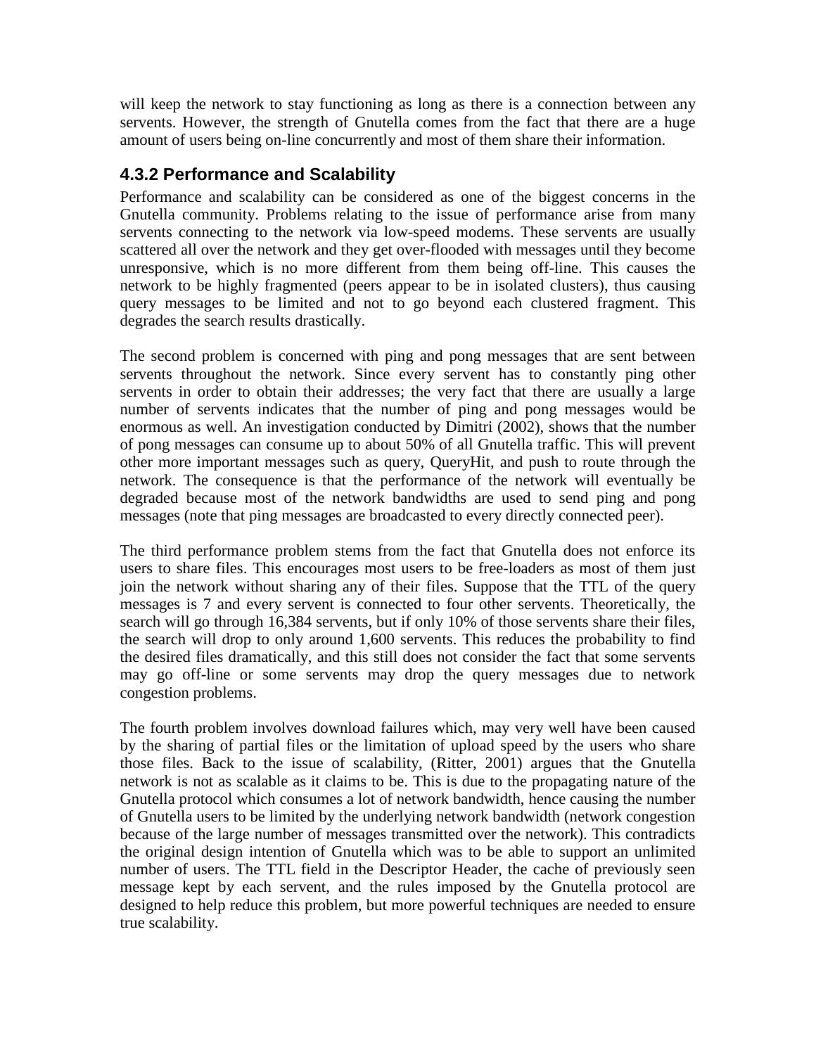will keep the network to stay functioning as long as there is a connection between any servents. However, the strength of Gnutella comes from the fact that there are a huge amount of users being on-line concurrently and most of them share their information.

### 4.3.2 Performance and Scalability

Performance and scalability can be considered as one of the biggest concerns in the Gnutella community. Problems relating to the issue of performance arise from many servents connecting to the network via low-speed modems. These servents are usually scattered all over the network and they get over-flooded with messages until they become unresponsive, which is no more different from them being off-line. This causes the network to be highly fragmented (peers appear to be in isolated clusters), thus causing query messages to be limited and not to go beyond each clustered fragment. This degrades the search results drastically.

The second problem is concerned with ping and pong messages that are sent between servents throughout the network. Since every servent has to constantly ping other servents in order to obtain their addresses; the very fact that there are usually a large number of servents indicates that the number of ping and pong messages would be enormous as well. An investigation conducted by Dimitri (2002), shows that the number of pong messages can consume up to about 50% of all Gnutella traffic. This will prevent other more important messages such as query, QueryHit, and push to route through the network. The consequence is that the performance of the network will eventually be degraded because most of the network bandwidths are used to send ping and pong messages (note that ping messages are broadcasted to every directly connected peer).

The third performance problem stems from the fact that Gnutella does not enforce its users to share files. This encourages most users to be free-loaders as most of them just join the network without sharing any of their files. Suppose that the TTL of the query messages is 7 and every servent is connected to four other servents. Theoretically, the search will go through 16,384 servents, but if only 10% of those servents share their files, the search will drop to only around 1,600 servents. This reduces the probability to find the desired files dramatically, and this still does not consider the fact that some servents may go off-line or some servents may drop the query messages due to network congestion problems.

The fourth problem involves download failures which, may very well have been caused by the sharing of partial files or the limitation of upload speed by the users who share those files. Back to the issue of scalability, (Ritter, 2001) argues that the Gnutella network is not as scalable as it claims to be. This is due to the propagating nature of the Gnutella protocol which consumes a lot of network bandwidth, hence causing the number of Gnutella users to be limited by the underlying network bandwidth (network congestion because of the large number of messages transmitted over the network). This contradicts the original design intention of Gnutella which was to be able to support an unlimited number of users. The TTL field in the Descriptor Header, the cache of previously seen message kept by each servent, and the rules imposed by the Gnutella protocol are designed to help reduce this problem, but more powerful techniques are needed to ensure true scalability.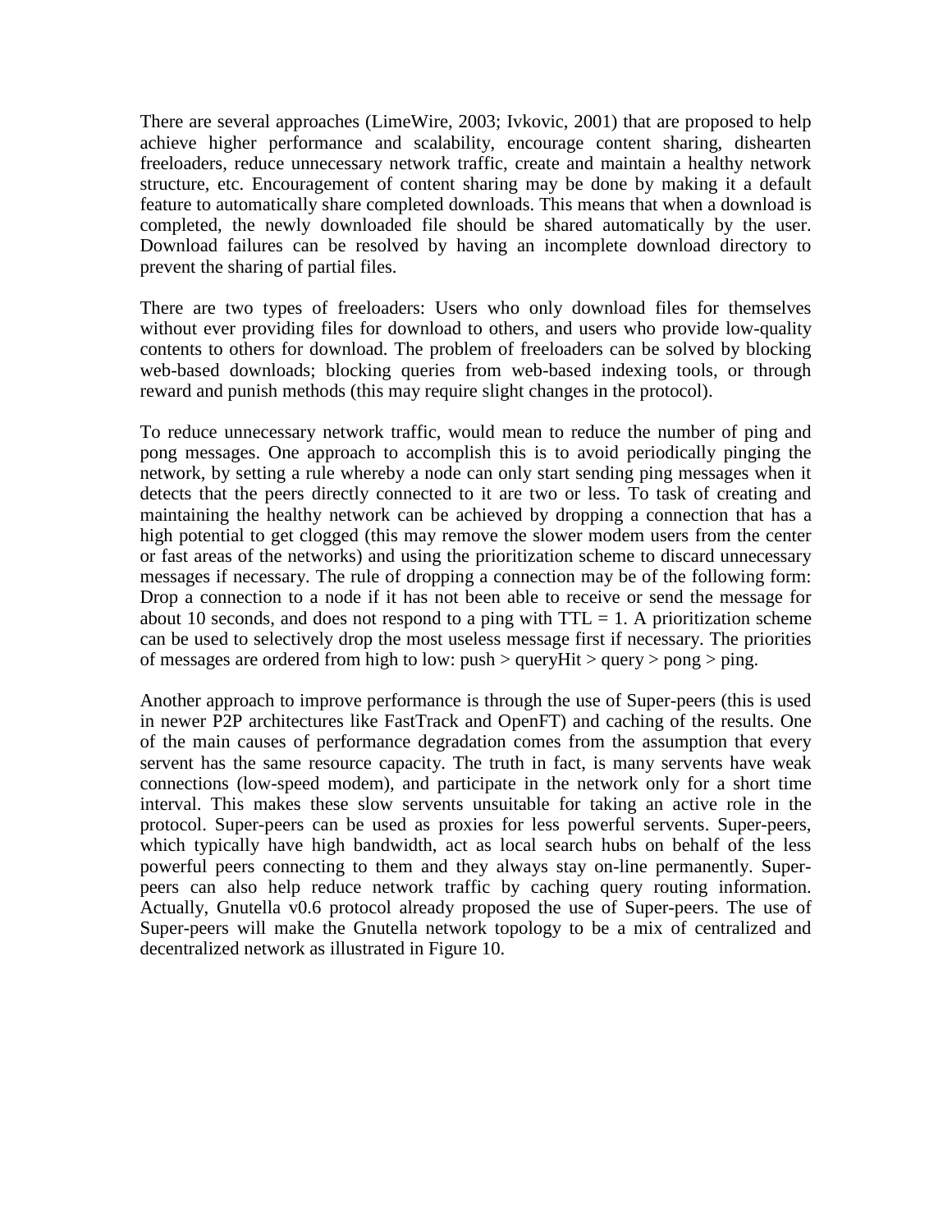There are several approaches (LimeWire, 2003; Ivkovic, 2001) that are proposed to help achieve higher performance and scalability, encourage content sharing, dishearten freeloaders, reduce unnecessary network traffic, create and maintain a healthy network structure, etc. Encouragement of content sharing may be done by making it a default feature to automatically share completed downloads. This means that when a download is completed, the newly downloaded file should be shared automatically by the user. Download failures can be resolved by having an incomplete download directory to prevent the sharing of partial files.

There are two types of freeloaders: Users who only download files for themselves without ever providing files for download to others, and users who provide low-quality contents to others for download. The problem of freeloaders can be solved by blocking web-based downloads; blocking queries from web-based indexing tools, or through reward and punish methods (this may require slight changes in the protocol).

To reduce unnecessary network traffic, would mean to reduce the number of ping and pong messages. One approach to accomplish this is to avoid periodically pinging the network, by setting a rule whereby a node can only start sending ping messages when it detects that the peers directly connected to it are two or less. To task of creating and maintaining the healthy network can be achieved by dropping a connection that has a high potential to get clogged (this may remove the slower modem users from the center or fast areas of the networks) and using the prioritization scheme to discard unnecessary messages if necessary. The rule of dropping a connection may be of the following form: Drop a connection to a node if it has not been able to receive or send the message for about 10 seconds, and does not respond to a ping with TTL = 1. A prioritization scheme can be used to selectively drop the most useless message first if necessary. The priorities of messages are ordered from high to low: push > queryHit > query > pong > ping.

Another approach to improve performance is through the use of Super-peers (this is used in newer P2P architectures like FastTrack and OpenFT) and caching of the results. One of the main causes of performance degradation comes from the assumption that every servent has the same resource capacity. The truth in fact, is many servents have weak connections (low-speed modem), and participate in the network only for a short time interval. This makes these slow servents unsuitable for taking an active role in the protocol. Super-peers can be used as proxies for less powerful servents. Super-peers, which typically have high bandwidth, act as local search hubs on behalf of the less powerful peers connecting to them and they always stay on-line permanently. Super-peers can also help reduce network traffic by caching query routing information. Actually, Gnutella v0.6 protocol already proposed the use of Super-peers. The use of Super-peers will make the Gnutella network topology to be a mix of centralized and decentralized network as illustrated in Figure 10.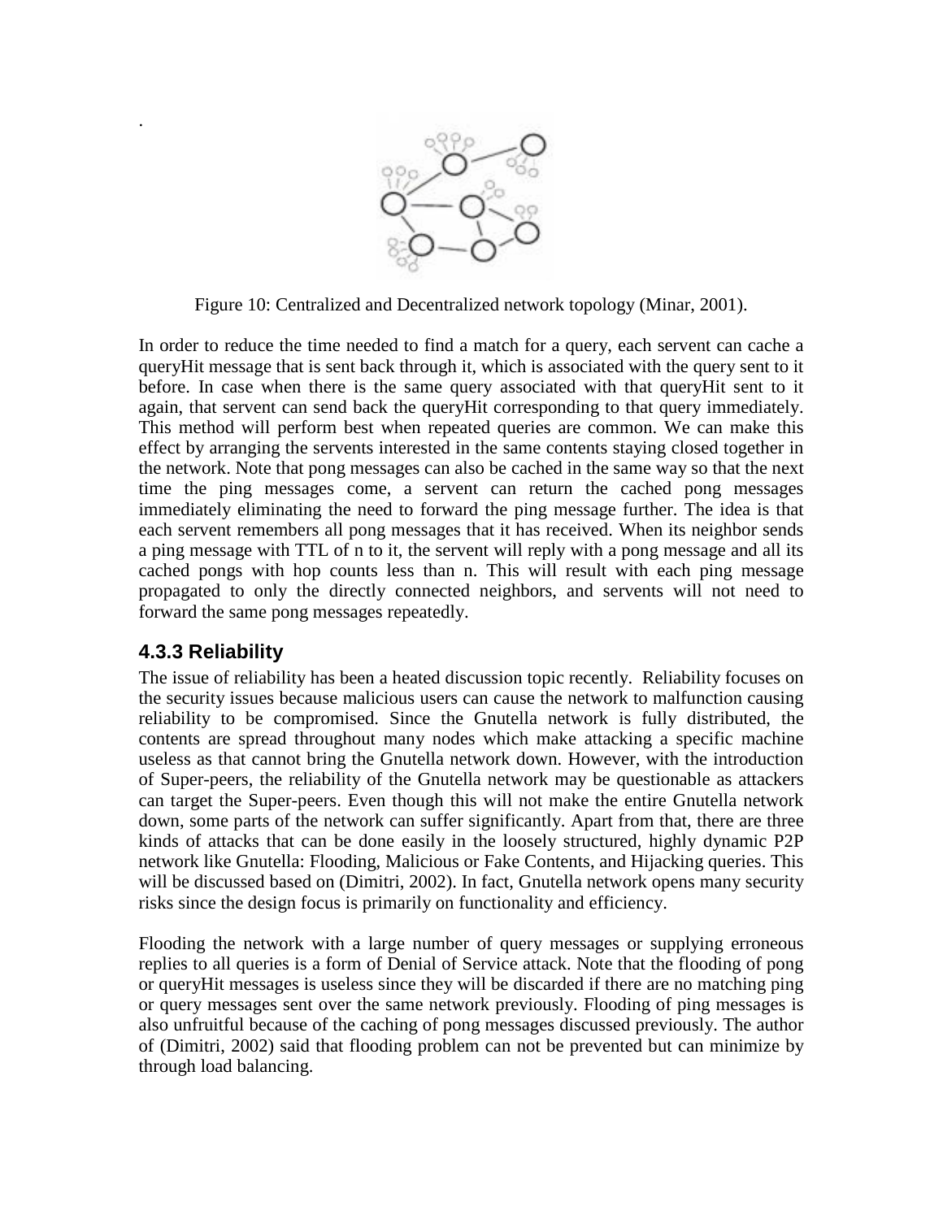Figure 10: Centralized and Decentralized network topology (Minar, 2001).

In order to reduce the time needed to find a match for a query, each servent can cache a queryHit message that is sent back through it, which is associated with the query sent to it before. In case when there is the same query associated with that queryHit sent to it again, that servent can send back the queryHit corresponding to that query immediately. This method will perform best when repeated queries are common. We can make this effect by arranging the servents interested in the same contents staying closed together in the network. Note that pong messages can also be cached in the same way so that the next time the ping messages come, a servent can return the cached pong messages immediately eliminating the need to forward the ping message further. The idea is that each servent remembers all pong messages that it has received. When its neighbor sends a ping message with TTL of n to it, the servent will reply with a pong message and all its cached pongs with hop counts less than n. This will result with each ping message propagated to only the directly connected neighbors, and servents will not need to forward the same pong messages repeatedly.

### 4.3.3 Reliability

The issue of reliability has been a heated discussion topic recently. Reliability focuses on the security issues because malicious users can cause the network to malfunction causing reliability to be compromised. Since the Gnutella network is fully distributed, the contents are spread throughout many nodes which make attacking a specific machine useless as that cannot bring the Gnutella network down. However, with the introduction of Super-peers, the reliability of the Gnutella network may be questionable as attackers can target the Super-peers. Even though this will not make the entire Gnutella network down, some parts of the network can suffer significantly. Apart from that, there are three kinds of attacks that can be done easily in the loosely structured, highly dynamic P2P network like Gnutella: Flooding, Malicious or Fake Contents, and Hijacking queries. This will be discussed based on (Dimitri, 2002). In fact, Gnutella network opens many security risks since the design focus is primarily on functionality and efficiency.

Flooding the network with a large number of query messages or supplying erroneous replies to all queries is a form of Denial of Service attack. Note that the flooding of pong or queryHit messages is useless since they will be discarded if there are no matching ping or query messages sent over the same network previously. Flooding of ping messages is also unfruitful because of the caching of pong messages discussed previously. The author of (Dimitri, 2002) said that flooding problem can not be prevented but can minimize by through load balancing.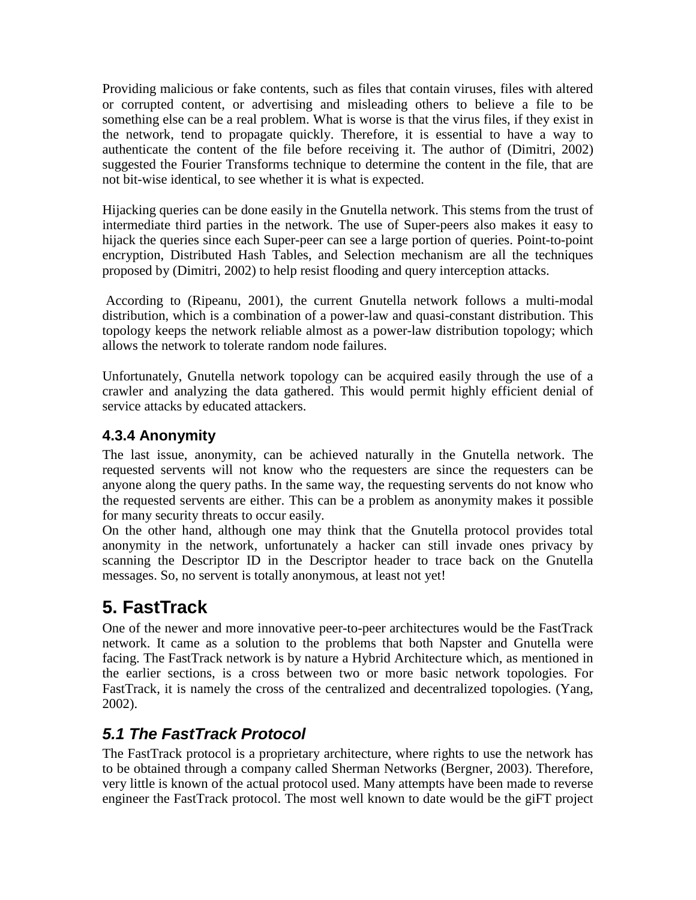Providing malicious or fake contents, such as files that contain viruses, files with altered or corrupted content, or advertising and misleading others to believe a file to be something else can be a real problem. What is worse is that the virus files, if they exist in the network, tend to propagate quickly. Therefore, it is essential to have a way to authenticate the content of the file before receiving it. The author of (Dimitri, 2002) suggested the Fourier Transforms technique to determine the content in the file, that are not bit-wise identical, to see whether it is what is expected.

Hijacking queries can be done easily in the Gnutella network. This stems from the trust of intermediate third parties in the network. The use of Super-peers also makes it easy to hijack the queries since each Super-peer can see a large portion of queries. Point-to-point encryption, Distributed Hash Tables, and Selection mechanism are all the techniques proposed by (Dimitri, 2002) to help resist flooding and query interception attacks.

According to (Ripeanu, 2001), the current Gnutella network follows a multi-modal distribution, which is a combination of a power-law and quasi-constant distribution. This topology keeps the network reliable almost as a power-law distribution topology; which allows the network to tolerate random node failures.

Unfortunately, Gnutella network topology can be acquired easily through the use of a crawler and analyzing the data gathered. This would permit highly efficient denial of service attacks by educated attackers.

### 4.3.4 Anonymity

The last issue, anonymity, can be achieved naturally in the Gnutella network. The requested servents will not know who the requesters are since the requesters can be anyone along the query paths. In the same way, the requesting servents do not know who the requested servents are either. This can be a problem as anonymity makes it possible for many security threats to occur easily.

On the other hand, although one may think that the Gnutella protocol provides total anonymity in the network, unfortunately a hacker can still invade ones privacy by scanning the Descriptor ID in the Descriptor header to trace back on the Gnutella messages. So, no servent is totally anonymous, at least not yet!

# 5. FastTrack

One of the newer and more innovative peer-to-peer architectures would be the FastTrack network. It came as a solution to the problems that both Napster and Gnutella were facing. The FastTrack network is by nature a Hybrid Architecture which, as mentioned in the earlier sections, is a cross between two or more basic network topologies. For FastTrack, it is namely the cross of the centralized and decentralized topologies. (Yang, 2002).

## *5.1 The FastTrack Protocol*

The FastTrack protocol is a proprietary architecture, where rights to use the network has to be obtained through a company called Sherman Networks (Bergner, 2003). Therefore, very little is known of the actual protocol used. Many attempts have been made to reverse engineer the FastTrack protocol. The most well known to date would be the giFT project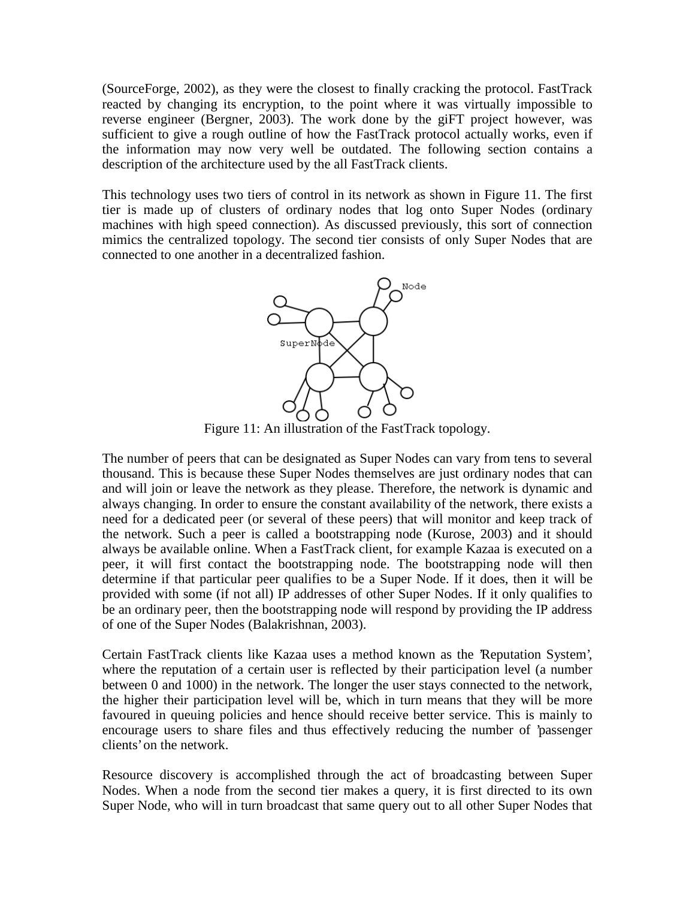(SourceForge, 2002), as they were the closest to finally cracking the protocol. FastTrack reacted by changing its encryption, to the point where it was virtually impossible to reverse engineer (Bergner, 2003). The work done by the giFT project however, was sufficient to give a rough outline of how the FastTrack protocol actually works, even if the information may now very well be outdated. The following section contains a description of the architecture used by the all FastTrack clients.

This technology uses two tiers of control in its network as shown in Figure 11. The first tier is made up of clusters of ordinary nodes that log onto Super Nodes (ordinary machines with high speed connection). As discussed previously, this sort of connection mimics the centralized topology. The second tier consists of only Super Nodes that are connected to one another in a decentralized fashion.

Figure 11: An illustration of the FastTrack topology.

The number of peers that can be designated as Super Nodes can vary from tens to several thousand. This is because these Super Nodes themselves are just ordinary nodes that can and will join or leave the network as they please. Therefore, the network is dynamic and always changing. In order to ensure the constant availability of the network, there exists a need for a dedicated peer (or several of these peers) that will monitor and keep track of the network. Such a peer is called a bootstrapping node (Kurose, 2003) and it should always be available online. When a FastTrack client, for example Kazaa is executed on a peer, it will first contact the bootstrapping node. The bootstrapping node will then determine if that particular peer qualifies to be a Super Node. If it does, then it will be provided with some (if not all) IP addresses of other Super Nodes. If it only qualifies to be an ordinary peer, then the bootstrapping node will respond by providing the IP address of one of the Super Nodes (Balakrishnan, 2003).

Certain FastTrack clients like Kazaa uses a method known as the 'Reputation System', where the reputation of a certain user is reflected by their participation level (a number between 0 and 1000) in the network. The longer the user stays connected to the network, the higher their participation level will be, which in turn means that they will be more favoured in queuing policies and hence should receive better service. This is mainly to encourage users to share files and thus effectively reducing the number of 'passenger clients' on the network.

Resource discovery is accomplished through the act of broadcasting between Super Nodes. When a node from the second tier makes a query, it is first directed to its own Super Node, who will in turn broadcast that same query out to all other Super Nodes that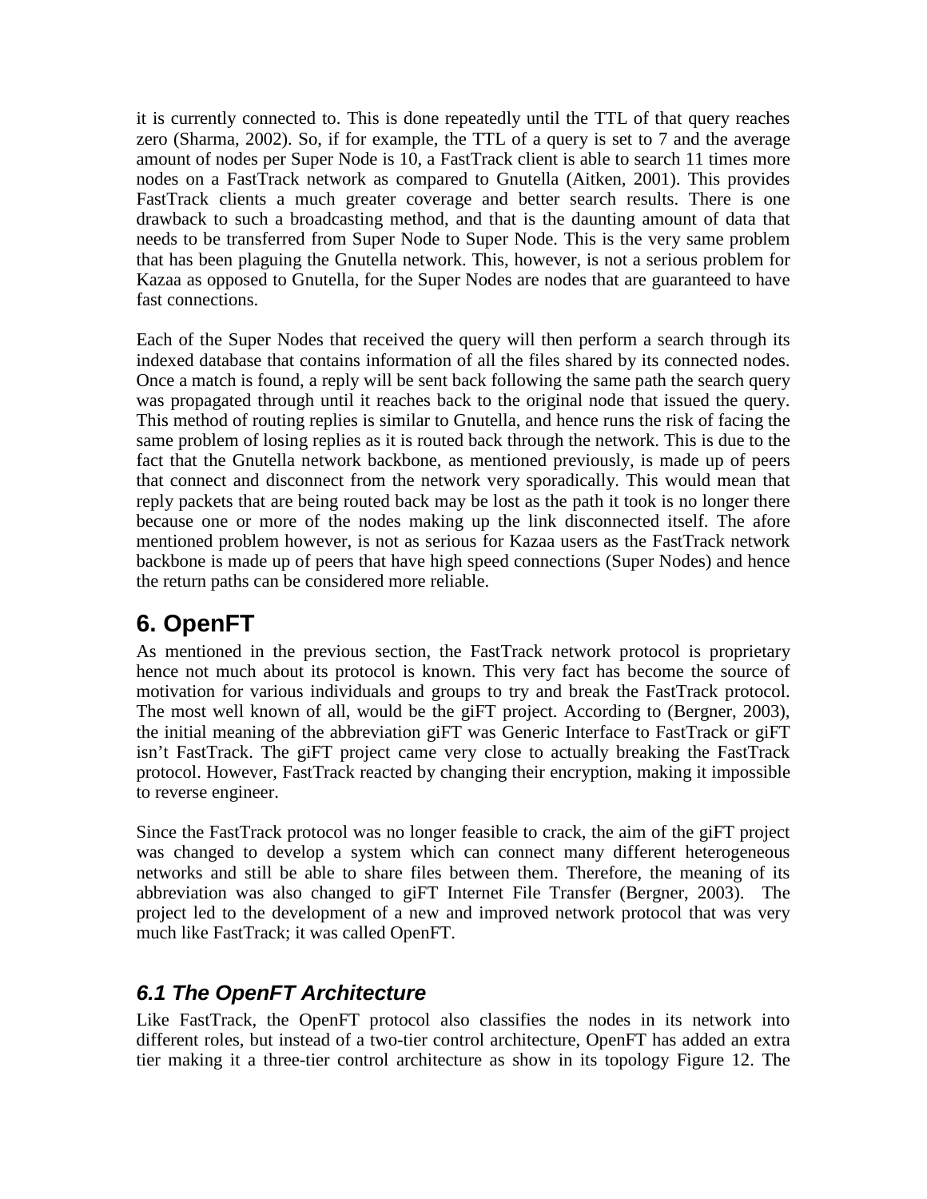it is currently connected to. This is done repeatedly until the TTL of that query reaches zero (Sharma, 2002). So, if for example, the TTL of a query is set to 7 and the average amount of nodes per Super Node is 10, a FastTrack client is able to search 11 times more nodes on a FastTrack network as compared to Gnutella (Aitken, 2001). This provides FastTrack clients a much greater coverage and better search results. There is one drawback to such a broadcasting method, and that is the daunting amount of data that needs to be transferred from Super Node to Super Node. This is the very same problem that has been plaguing the Gnutella network. This, however, is not a serious problem for Kazaa as opposed to Gnutella, for the Super Nodes are nodes that are guaranteed to have fast connections.

Each of the Super Nodes that received the query will then perform a search through its indexed database that contains information of all the files shared by its connected nodes. Once a match is found, a reply will be sent back following the same path the search query was propagated through until it reaches back to the original node that issued the query. This method of routing replies is similar to Gnutella, and hence runs the risk of facing the same problem of losing replies as it is routed back through the network. This is due to the fact that the Gnutella network backbone, as mentioned previously, is made up of peers that connect and disconnect from the network very sporadically. This would mean that reply packets that are being routed back may be lost as the path it took is no longer there because one or more of the nodes making up the link disconnected itself. The afore mentioned problem however, is not as serious for Kazaa users as the FastTrack network backbone is made up of peers that have high speed connections (Super Nodes) and hence the return paths can be considered more reliable.

# 6. OpenFT

As mentioned in the previous section, the FastTrack network protocol is proprietary hence not much about its protocol is known. This very fact has become the source of motivation for various individuals and groups to try and break the FastTrack protocol. The most well known of all, would be the giFT project. According to (Bergner, 2003), the initial meaning of the abbreviation giFT was Generic Interface to FastTrack or giFT isn't FastTrack. The giFT project came very close to actually breaking the FastTrack protocol. However, FastTrack reacted by changing their encryption, making it impossible to reverse engineer.

Since the FastTrack protocol was no longer feasible to crack, the aim of the giFT project was changed to develop a system which can connect many different heterogeneous networks and still be able to share files between them. Therefore, the meaning of its abbreviation was also changed to giFT Internet File Transfer (Bergner, 2003). The project led to the development of a new and improved network protocol that was very much like FastTrack; it was called OpenFT.

## *6.1 The OpenFT Architecture*

Like FastTrack, the OpenFT protocol also classifies the nodes in its network into different roles, but instead of a two-tier control architecture, OpenFT has added an extra tier making it a three-tier control architecture as show in its topology Figure 12. The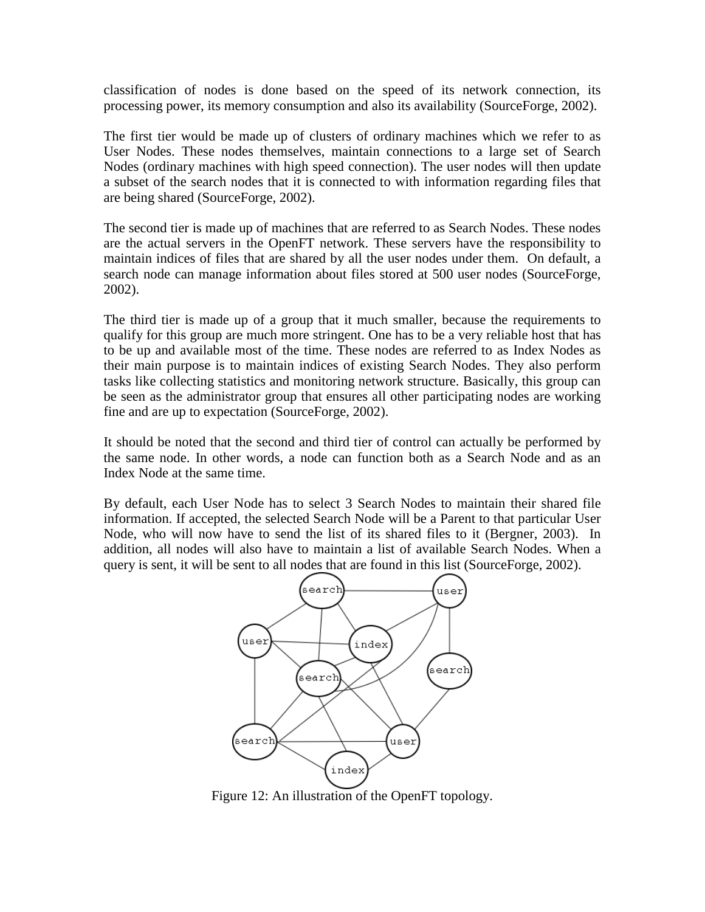classification of nodes is done based on the speed of its network connection, its processing power, its memory consumption and also its availability (SourceForge, 2002).

The first tier would be made up of clusters of ordinary machines which we refer to as User Nodes. These nodes themselves, maintain connections to a large set of Search Nodes (ordinary machines with high speed connection). The user nodes will then update a subset of the search nodes that it is connected to with information regarding files that are being shared (SourceForge, 2002).

The second tier is made up of machines that are referred to as Search Nodes. These nodes are the actual servers in the OpenFT network. These servers have the responsibility to maintain indices of files that are shared by all the user nodes under them. On default, a search node can manage information about files stored at 500 user nodes (SourceForge, 2002).

The third tier is made up of a group that it much smaller, because the requirements to qualify for this group are much more stringent. One has to be a very reliable host that has to be up and available most of the time. These nodes are referred to as Index Nodes as their main purpose is to maintain indices of existing Search Nodes. They also perform tasks like collecting statistics and monitoring network structure. Basically, this group can be seen as the administrator group that ensures all other participating nodes are working fine and are up to expectation (SourceForge, 2002).

It should be noted that the second and third tier of control can actually be performed by the same node. In other words, a node can function both as a Search Node and as an Index Node at the same time.

By default, each User Node has to select 3 Search Nodes to maintain their shared file information. If accepted, the selected Search Node will be a Parent to that particular User Node, who will now have to send the list of its shared files to it (Bergner, 2003). In addition, all nodes will also have to maintain a list of available Search Nodes. When a query is sent, it will be sent to all nodes that are found in this list (SourceForge, 2002).

Figure 12: An illustration of the OpenFT topology.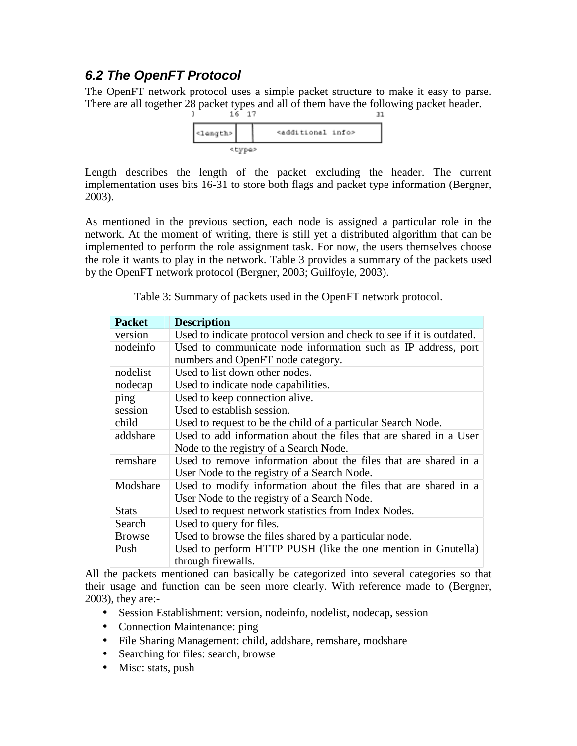### *6.2 The OpenFT Protocol*

The OpenFT network protocol uses a simple packet structure to make it easy to parse. There are all together 28 packet types and all of them have the following packet header.

```
0          16  17                          31
<length> |    |      <additional info>
          <type>
```

Length describes the length of the packet excluding the header. The current implementation uses bits 16-31 to store both flags and packet type information (Bergner, 2003).

As mentioned in the previous section, each node is assigned a particular role in the network. At the moment of writing, there is still yet a distributed algorithm that can be implemented to perform the role assignment task. For now, the users themselves choose the role it wants to play in the network. Table 3 provides a summary of the packets used by the OpenFT network protocol (Bergner, 2003; Guilfoyle, 2003).

Table 3: Summary of packets used in the OpenFT network protocol.

| Packet | Description |
|---|---|
| version | Used to indicate protocol version and check to see if it is outdated. |
| nodeinfo | Used to communicate node information such as IP address, port numbers and OpenFT node category. |
| nodelist | Used to list down other nodes. |
| nodecap | Used to indicate node capabilities. |
| ping | Used to keep connection alive. |
| session | Used to establish session. |
| child | Used to request to be the child of a particular Search Node. |
| addshare | Used to add information about the files that are shared in a User Node to the registry of a Search Node. |
| remshare | Used to remove information about the files that are shared in a User Node to the registry of a Search Node. |
| Modshare | Used to modify information about the files that are shared in a User Node to the registry of a Search Node. |
| Stats | Used to request network statistics from Index Nodes. |
| Search | Used to query for files. |
| Browse | Used to browse the files shared by a particular node. |
| Push | Used to perform HTTP PUSH (like the one mention in Gnutella) through firewalls. |

All the packets mentioned can basically be categorized into several categories so that their usage and function can be seen more clearly. With reference made to (Bergner, 2003), they are:-

- Session Establishment: version, nodeinfo, nodelist, nodecap, session
- Connection Maintenance: ping
- File Sharing Management: child, addshare, remshare, modshare
- Searching for files: search, browse
- Misc: stats, push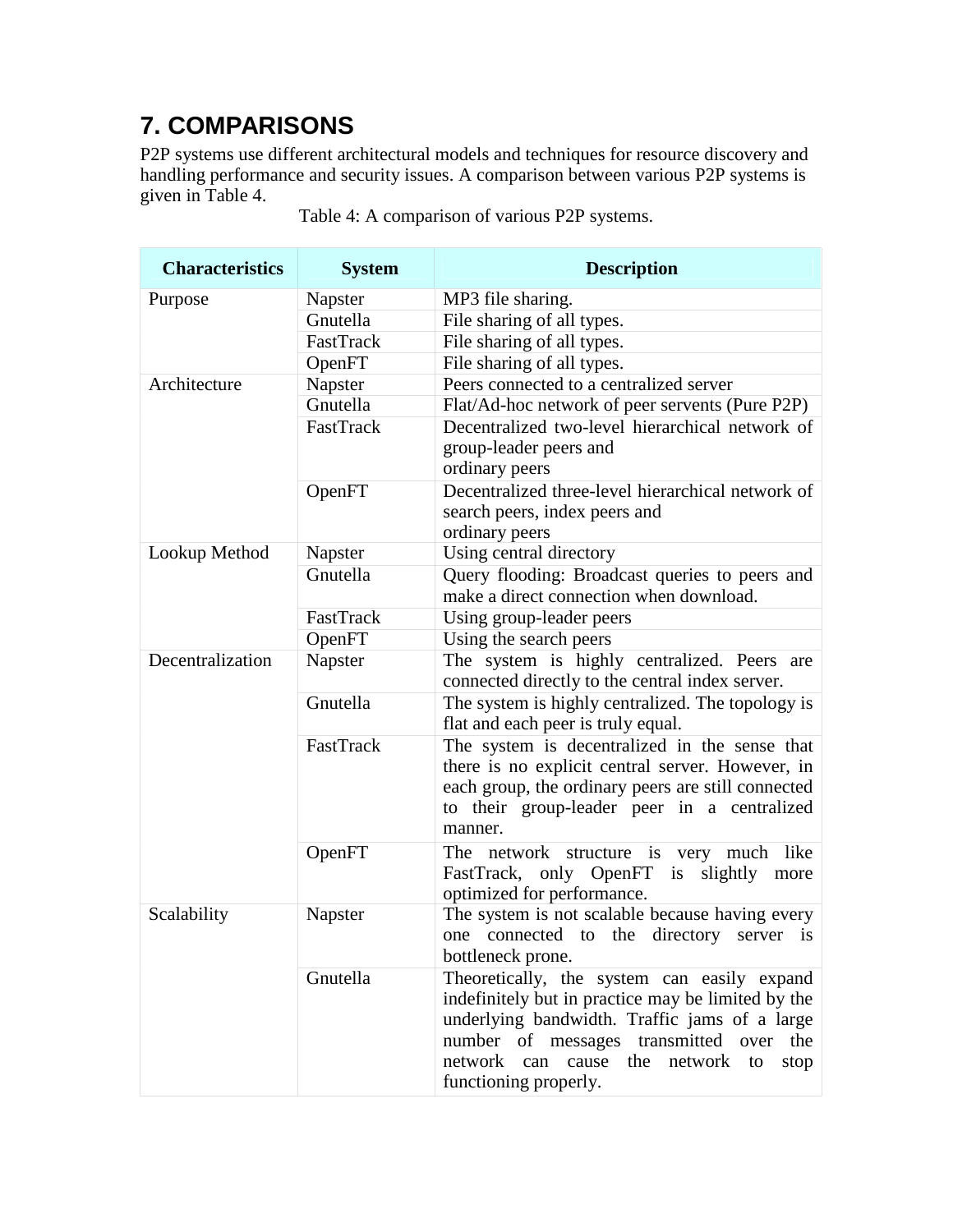## 7. COMPARISONS

P2P systems use different architectural models and techniques for resource discovery and handling performance and security issues. A comparison between various P2P systems is given in Table 4.

Table 4: A comparison of various P2P systems.

| Characteristics | System | Description |
|---|---|---|
| Purpose | Napster | MP3 file sharing. |
| | Gnutella | File sharing of all types. |
| | FastTrack | File sharing of all types. |
| | OpenFT | File sharing of all types. |
| Architecture | Napster | Peers connected to a centralized server |
| | Gnutella | Flat/Ad-hoc network of peer servents (Pure P2P) |
| | FastTrack | Decentralized two-level hierarchical network of group-leader peers and ordinary peers |
| | OpenFT | Decentralized three-level hierarchical network of search peers, index peers and ordinary peers |
| Lookup Method | Napster | Using central directory |
| | Gnutella | Query flooding: Broadcast queries to peers and make a direct connection when download. |
| | FastTrack | Using group-leader peers |
| | OpenFT | Using the search peers |
| Decentralization | Napster | The system is highly centralized. Peers are connected directly to the central index server. |
| | Gnutella | The system is highly centralized. The topology is flat and each peer is truly equal. |
| | FastTrack | The system is decentralized in the sense that there is no explicit central server. However, in each group, the ordinary peers are still connected to their group-leader peer in a centralized manner. |
| | OpenFT | The network structure is very much like FastTrack, only OpenFT is slightly more optimized for performance. |
| Scalability | Napster | The system is not scalable because having every one connected to the directory server is bottleneck prone. |
| | Gnutella | Theoretically, the system can easily expand indefinitely but in practice may be limited by the underlying bandwidth. Traffic jams of a large number of messages transmitted over the network can cause the network to stop functioning properly. |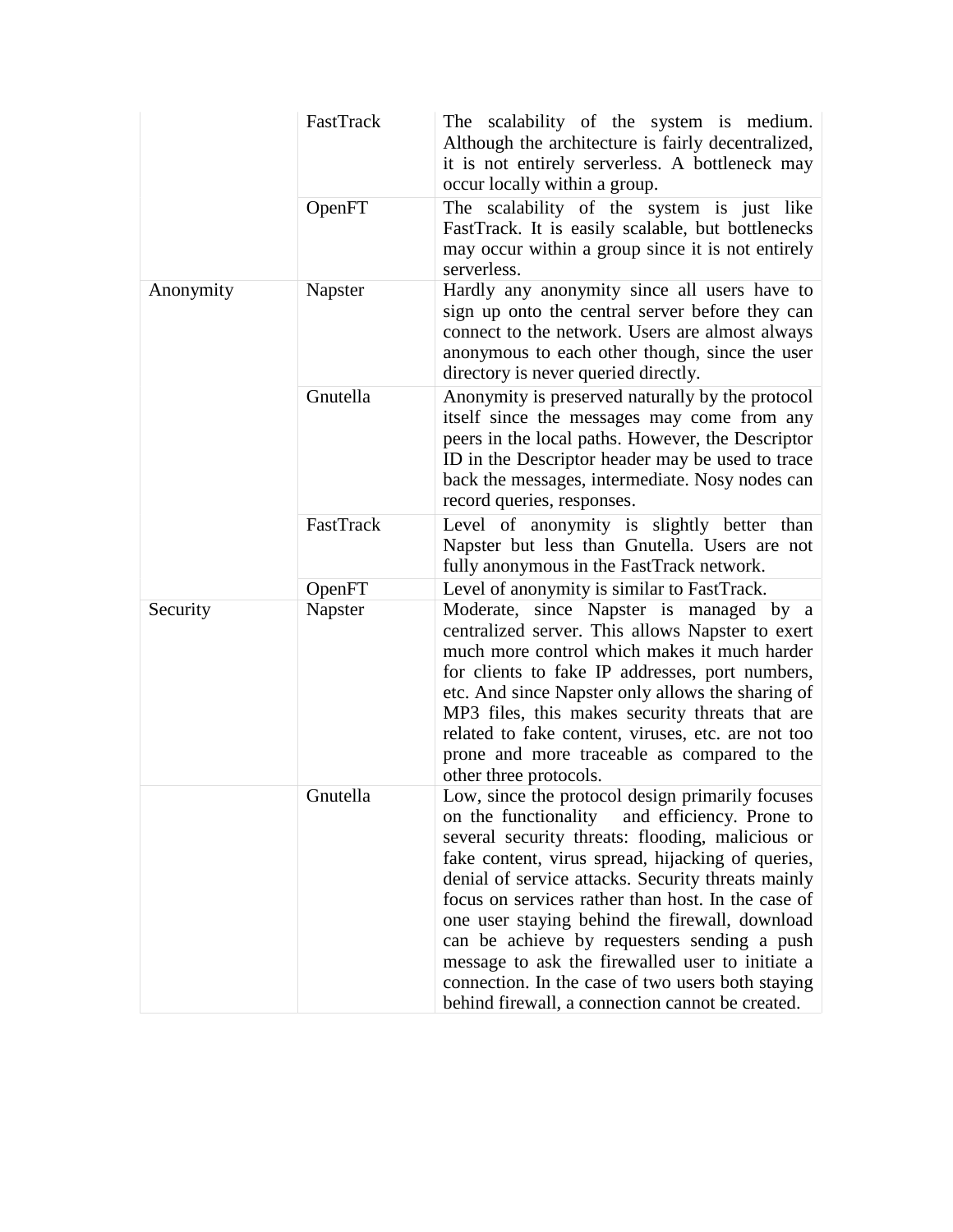| | | |
|---|---|---|
| | FastTrack | The scalability of the system is medium. Although the architecture is fairly decentralized, it is not entirely serverless. A bottleneck may occur locally within a group. |
| | OpenFT | The scalability of the system is just like FastTrack. It is easily scalable, but bottlenecks may occur within a group since it is not entirely serverless. |
| Anonymity | Napster | Hardly any anonymity since all users have to sign up onto the central server before they can connect to the network. Users are almost always anonymous to each other though, since the user directory is never queried directly. |
| | Gnutella | Anonymity is preserved naturally by the protocol itself since the messages may come from any peers in the local paths. However, the Descriptor ID in the Descriptor header may be used to trace back the messages, intermediate. Nosy nodes can record queries, responses. |
| | FastTrack | Level of anonymity is slightly better than Napster but less than Gnutella. Users are not fully anonymous in the FastTrack network. |
| | OpenFT | Level of anonymity is similar to FastTrack. |
| Security | Napster | Moderate, since Napster is managed by a centralized server. This allows Napster to exert much more control which makes it much harder for clients to fake IP addresses, port numbers, etc. And since Napster only allows the sharing of MP3 files, this makes security threats that are related to fake content, viruses, etc. are not too prone and more traceable as compared to the other three protocols. |
| | Gnutella | Low, since the protocol design primarily focuses on the functionality and efficiency. Prone to several security threats: flooding, malicious or fake content, virus spread, hijacking of queries, denial of service attacks. Security threats mainly focus on services rather than host. In the case of one user staying behind the firewall, download can be achieve by requesters sending a push message to ask the firewalled user to initiate a connection. In the case of two users both staying behind firewall, a connection cannot be created. |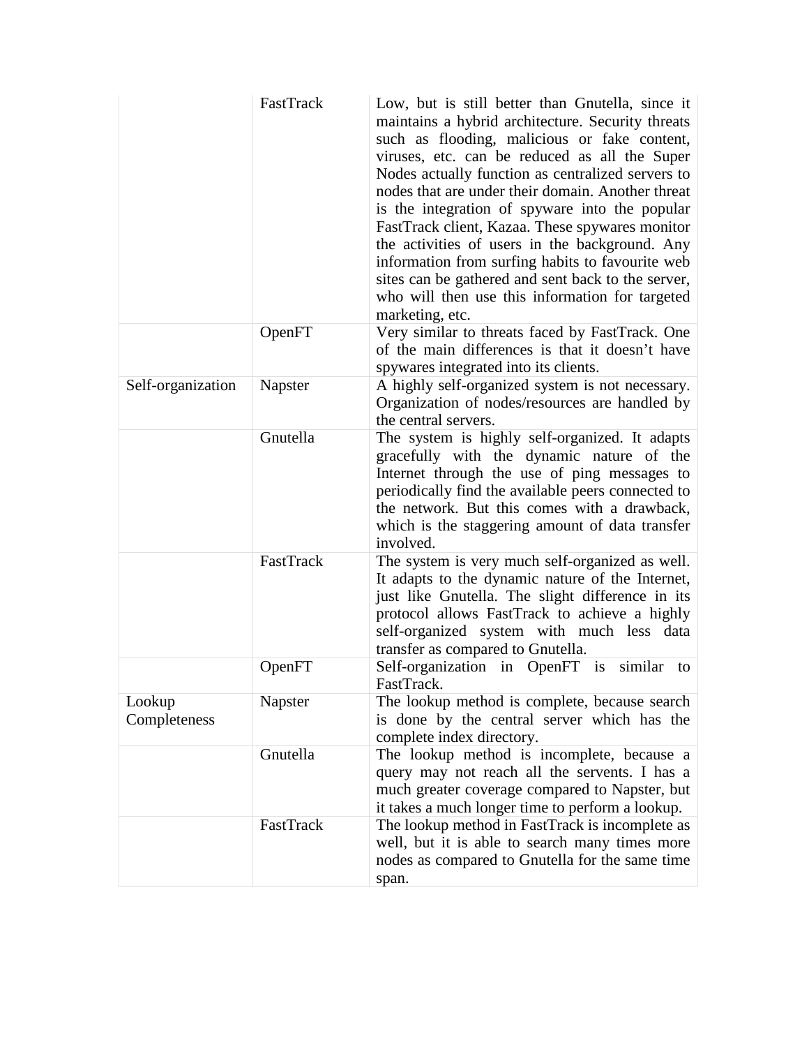| | | |
|---|---|---|
| | FastTrack | Low, but is still better than Gnutella, since it maintains a hybrid architecture. Security threats such as flooding, malicious or fake content, viruses, etc. can be reduced as all the Super Nodes actually function as centralized servers to nodes that are under their domain. Another threat is the integration of spyware into the popular FastTrack client, Kazaa. These spywares monitor the activities of users in the background. Any information from surfing habits to favourite web sites can be gathered and sent back to the server, who will then use this information for targeted marketing, etc. |
| | OpenFT | Very similar to threats faced by FastTrack. One of the main differences is that it doesn't have spywares integrated into its clients. |
| Self-organization | Napster | A highly self-organized system is not necessary. Organization of nodes/resources are handled by the central servers. |
| | Gnutella | The system is highly self-organized. It adapts gracefully with the dynamic nature of the Internet through the use of ping messages to periodically find the available peers connected to the network. But this comes with a drawback, which is the staggering amount of data transfer involved. |
| | FastTrack | The system is very much self-organized as well. It adapts to the dynamic nature of the Internet, just like Gnutella. The slight difference in its protocol allows FastTrack to achieve a highly self-organized system with much less data transfer as compared to Gnutella. |
| | OpenFT | Self-organization in OpenFT is similar to FastTrack. |
| Lookup Completeness | Napster | The lookup method is complete, because search is done by the central server which has the complete index directory. |
| | Gnutella | The lookup method is incomplete, because a query may not reach all the servents. I has a much greater coverage compared to Napster, but it takes a much longer time to perform a lookup. |
| | FastTrack | The lookup method in FastTrack is incomplete as well, but it is able to search many times more nodes as compared to Gnutella for the same time span. |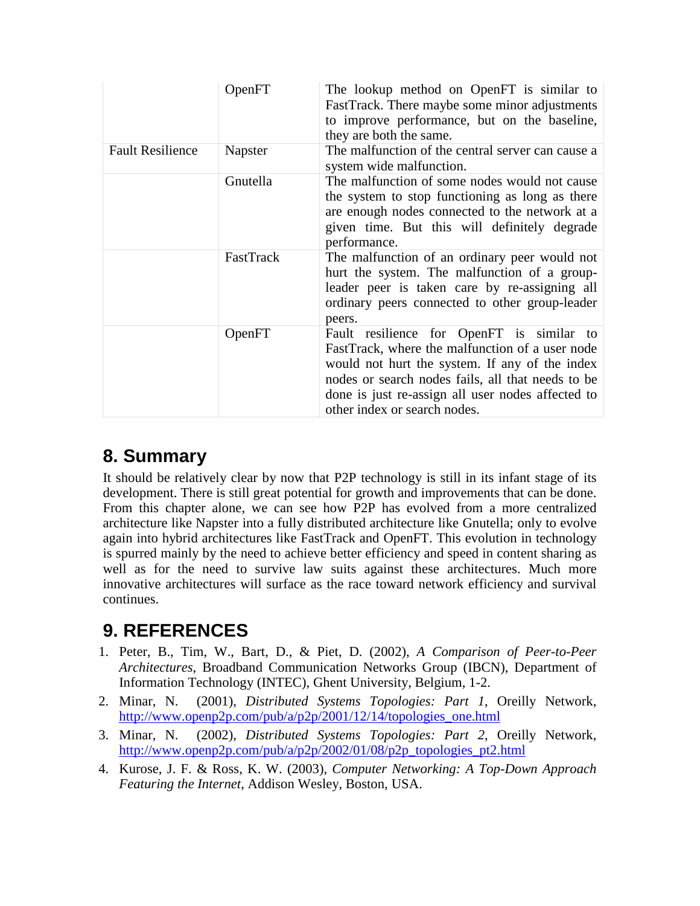| | | |
|---|---|---|
| | OpenFT | The lookup method on OpenFT is similar to FastTrack. There maybe some minor adjustments to improve performance, but on the baseline, they are both the same. |
| Fault Resilience | Napster | The malfunction of the central server can cause a system wide malfunction. |
| | Gnutella | The malfunction of some nodes would not cause the system to stop functioning as long as there are enough nodes connected to the network at a given time. But this will definitely degrade performance. |
| | FastTrack | The malfunction of an ordinary peer would not hurt the system. The malfunction of a group-leader peer is taken care by re-assigning all ordinary peers connected to other group-leader peers. |
| | OpenFT | Fault resilience for OpenFT is similar to FastTrack, where the malfunction of a user node would not hurt the system. If any of the index nodes or search nodes fails, all that needs to be done is just re-assign all user nodes affected to other index or search nodes. |

## 8. Summary

It should be relatively clear by now that P2P technology is still in its infant stage of its development. There is still great potential for growth and improvements that can be done. From this chapter alone, we can see how P2P has evolved from a more centralized architecture like Napster into a fully distributed architecture like Gnutella; only to evolve again into hybrid architectures like FastTrack and OpenFT. This evolution in technology is spurred mainly by the need to achieve better efficiency and speed in content sharing as well as for the need to survive law suits against these architectures. Much more innovative architectures will surface as the race toward network efficiency and survival continues.

## 9. REFERENCES

1. Peter, B., Tim, W., Bart, D., & Piet, D. (2002), *A Comparison of Peer-to-Peer Architectures*, Broadband Communication Networks Group (IBCN), Department of Information Technology (INTEC), Ghent University, Belgium, 1-2.
2. Minar, N. (2001), *Distributed Systems Topologies: Part 1*, Oreilly Network, http://www.openp2p.com/pub/a/p2p/2001/12/14/topologies_one.html
3. Minar, N. (2002), *Distributed Systems Topologies: Part 2*, Oreilly Network, http://www.openp2p.com/pub/a/p2p/2002/01/08/p2p_topologies_pt2.html
4. Kurose, J. F. & Ross, K. W. (2003), *Computer Networking: A Top-Down Approach Featuring the Internet*, Addison Wesley, Boston, USA.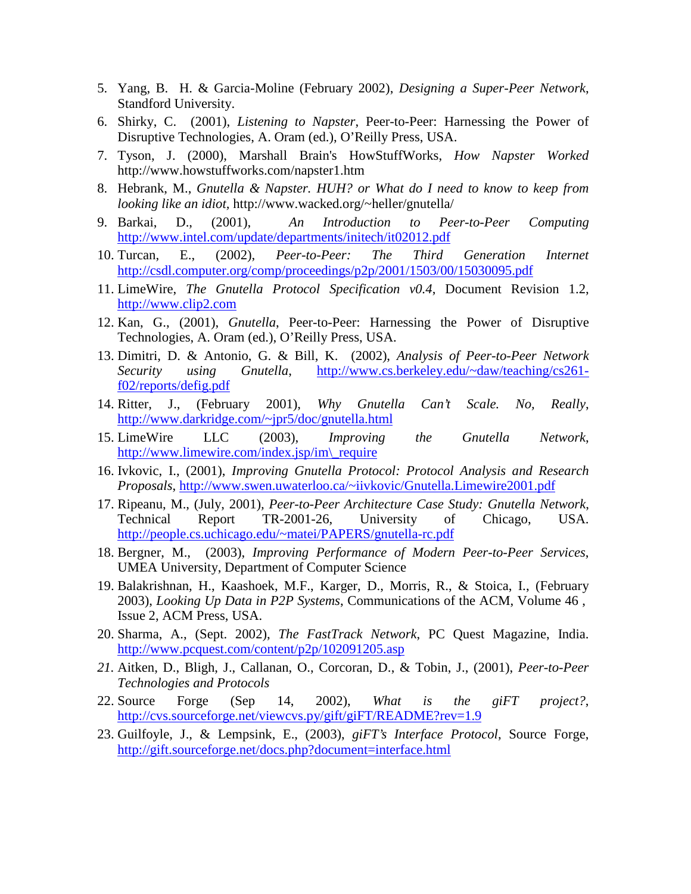5. Yang, B. H. & Garcia-Moline (February 2002), *Designing a Super-Peer Network*, Standford University.
6. Shirky, C. (2001), *Listening to Napster*, Peer-to-Peer: Harnessing the Power of Disruptive Technologies, A. Oram (ed.), O'Reilly Press, USA.
7. Tyson, J. (2000), Marshall Brain's HowStuffWorks, *How Napster Worked* http://www.howstuffworks.com/napster1.htm
8. Hebrank, M., *Gnutella & Napster. HUH? or What do I need to know to keep from looking like an idiot*, http://www.wacked.org/~heller/gnutella/
9. Barkai, D., (2001), *An Introduction to Peer-to-Peer Computing* http://www.intel.com/update/departments/initech/it02012.pdf
10. Turcan, E., (2002), *Peer-to-Peer: The Third Generation Internet* http://csdl.computer.org/comp/proceedings/p2p/2001/1503/00/15030095.pdf
11. LimeWire, *The Gnutella Protocol Specification v0.4*, Document Revision 1.2, http://www.clip2.com
12. Kan, G., (2001), *Gnutella*, Peer-to-Peer: Harnessing the Power of Disruptive Technologies, A. Oram (ed.), O'Reilly Press, USA.
13. Dimitri, D. & Antonio, G. & Bill, K. (2002), *Analysis of Peer-to-Peer Network Security using Gnutella*, http://www.cs.berkeley.edu/~daw/teaching/cs261-f02/reports/defig.pdf
14. Ritter, J., (February 2001), *Why Gnutella Can't Scale. No, Really*, http://www.darkridge.com/~jpr5/doc/gnutella.html
15. LimeWire LLC (2003), *Improving the Gnutella Network*, http://www.limewire.com/index.jsp/im\_require
16. Ivkovic, I., (2001), *Improving Gnutella Protocol: Protocol Analysis and Research Proposals*, http://www.swen.uwaterloo.ca/~iivkovic/Gnutella.Limewire2001.pdf
17. Ripeanu, M., (July, 2001), *Peer-to-Peer Architecture Case Study: Gnutella Network*, Technical Report TR-2001-26, University of Chicago, USA. http://people.cs.uchicago.edu/~matei/PAPERS/gnutella-rc.pdf
18. Bergner, M., (2003), *Improving Performance of Modern Peer-to-Peer Services*, UMEA University, Department of Computer Science
19. Balakrishnan, H., Kaashoek, M.F., Karger, D., Morris, R., & Stoica, I., (February 2003), *Looking Up Data in P2P Systems*, Communications of the ACM, Volume 46 , Issue 2, ACM Press, USA.
20. Sharma, A., (Sept. 2002), *The FastTrack Network*, PC Quest Magazine, India. http://www.pcquest.com/content/p2p/102091205.asp
21. Aitken, D., Bligh, J., Callanan, O., Corcoran, D., & Tobin, J., (2001), *Peer-to-Peer Technologies and Protocols*
22. Source Forge (Sep 14, 2002), *What is the giFT project?*, http://cvs.sourceforge.net/viewcvs.py/gift/giFT/README?rev=1.9
23. Guilfoyle, J., & Lempsink, E., (2003), *giFT's Interface Protocol*, Source Forge, http://gift.sourceforge.net/docs.php?document=interface.html